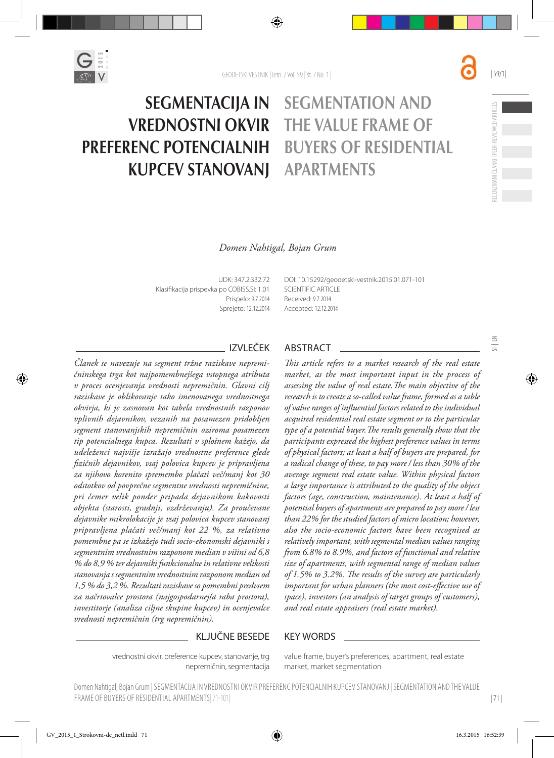# SEGMENTACIJA IN VREDNOSTNI OKVIR PREFERENC POTENCIALNIH KUPCEV STANOVANJ

# SEGMENTATION AND THE VALUE FRAME OF BUYERS OF RESIDENTIAL APARTMENTS

*Domen Nahtigal, Bojan Grum*

UDK: 347.2:332.72
Klasifikacija prispevka po COBISS.SI: 1.01
Prispelo: 9.7.2014
Sprejeto: 12.12.2014

DOI: 10.15292/geodetski-vestnik.2015.01.071-101
SCIENTIFIC ARTICLE
Received: 9.7.2014
Accepted: 12.12.2014

## IZVLEČEK

*Članek se navezuje na segment tržne raziskave nepremičninskega trga kot najpomembnejšega vstopnega atributa v proces ocenjevanja vrednosti nepremičnin. Glavni cilj raziskave je oblikovanje tako imenovanega vrednostnega okvirja, ki je zasnovan kot tabela vrednostnih razponov vplivnih dejavnikov, vezanih na posamezen pridobljen segment stanovanjskih nepremičnin oziroma posamezen tip potencialnega kupca. Rezultati v splošnem kažejo, da udeleženci najvišje izražajo vrednostne preference glede fizičnih dejavnikov, vsaj polovica kupcev je pripravljena za njihovo korenito spremembo plačati več/manj kot 30 odstotkov od povprečne segmentne vrednosti nepremičnine, pri čemer velik ponder pripada dejavnikom kakovosti objekta (starosti, gradnji, vzdrževanju). Za proučevane dejavnike mikrolokacije je vsaj polovica kupcev stanovanj pripravljena plačati več/manj kot 22 %, za relativno pomembne pa se izkažejo tudi socio-ekonomski dejavniki s segmentnim vrednostnim razponom median v višini od 6,8 % do 8,9 % ter dejavniki funkcionalne in relativne velikosti stanovanja s segmentnim vrednostnim razponom median od 1,5 % do 3,2 %. Rezultati raziskave so pomembni predvsem za načrtovalce prostora (najgospodarnejša raba prostora), investitorje (analiza ciljne skupine kupcev) in ocenjevalce vrednosti nepremičnin (trg nepremičnin).*

## ABSTRACT

*This article refers to a market research of the real estate market, as the most important input in the process of assessing the value of real estate. The main objective of the research is to create a so-called value frame, formed as a table of value ranges of influential factors related to the individual acquired residential real estate segment or to the particular type of a potential buyer. The results generally show that the participants expressed the highest preference values in terms of physical factors; at least a half of buyers are prepared, for a radical change of these, to pay more / less than 30% of the average segment real estate value. Within physical factors a large importance is attributed to the quality of the object factors (age, construction, maintenance). At least a half of potential buyers of apartments are prepared to pay more / less than 22% for the studied factors of micro location; however, also the socio-economic factors have been recognised as relatively important, with segmental median values ranging from 6.8% to 8.9%, and factors of functional and relative size of apartments, with segmental range of median values of 1.5% to 3.2%. The results of the survey are particularly important for urban planners (the most cost-effective use of space), investors (an analysis of target groups of customers), and real estate appraisers (real estate market).*

## KLJUČNE BESEDE

vrednostni okvir, preference kupcev, stanovanje, trg nepremičnin, segmentacija

## KEY WORDS

value frame, buyer's preferences, apartment, real estate market, market segmentation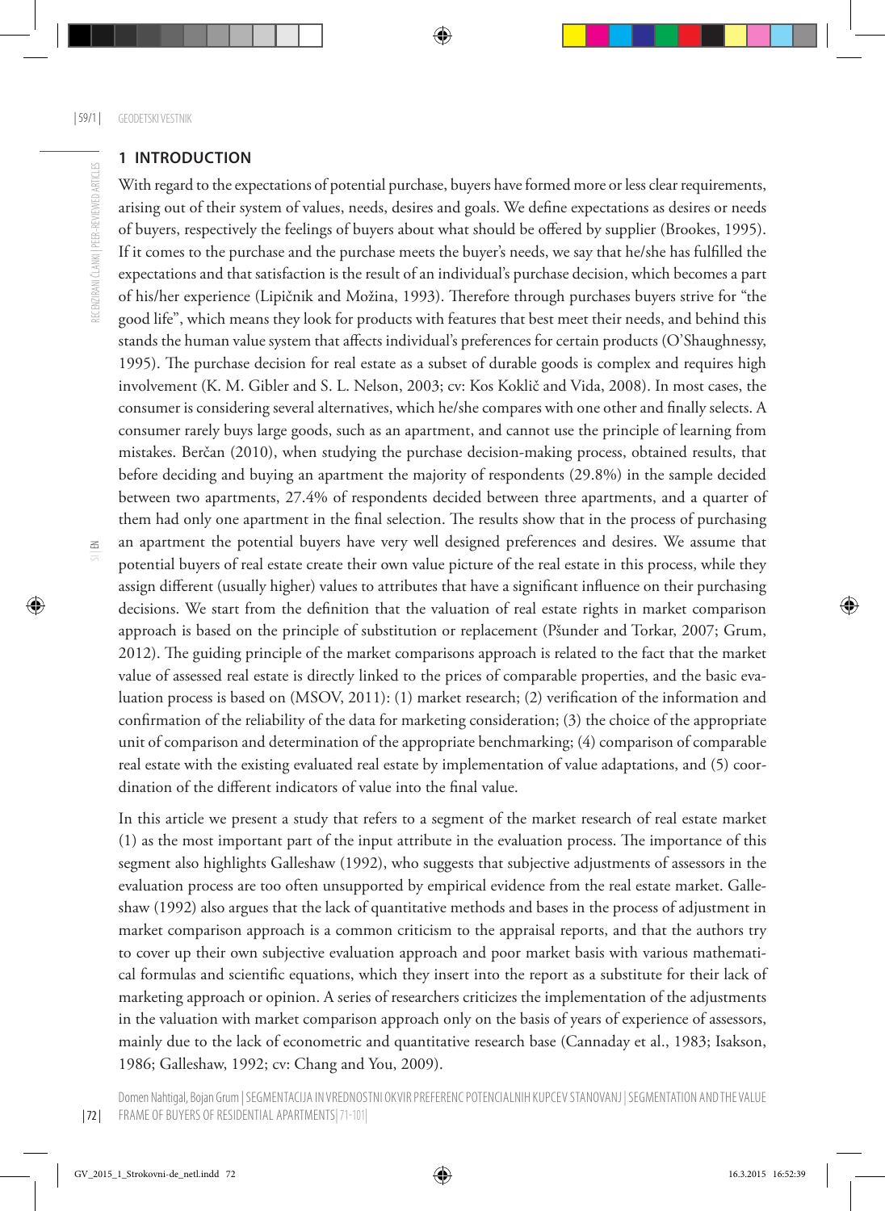## 1 INTRODUCTION

With regard to the expectations of potential purchase, buyers have formed more or less clear requirements, arising out of their system of values, needs, desires and goals. We define expectations as desires or needs of buyers, respectively the feelings of buyers about what should be offered by supplier (Brookes, 1995). If it comes to the purchase and the purchase meets the buyer's needs, we say that he/she has fulfilled the expectations and that satisfaction is the result of an individual's purchase decision, which becomes a part of his/her experience (Lipičnik and Možina, 1993). Therefore through purchases buyers strive for "the good life", which means they look for products with features that best meet their needs, and behind this stands the human value system that affects individual's preferences for certain products (O'Shaughnessy, 1995). The purchase decision for real estate as a subset of durable goods is complex and requires high involvement (K. M. Gibler and S. L. Nelson, 2003; cv: Kos Koklič and Vida, 2008). In most cases, the consumer is considering several alternatives, which he/she compares with one other and finally selects. A consumer rarely buys large goods, such as an apartment, and cannot use the principle of learning from mistakes. Berčan (2010), when studying the purchase decision-making process, obtained results, that before deciding and buying an apartment the majority of respondents (29.8%) in the sample decided between two apartments, 27.4% of respondents decided between three apartments, and a quarter of them had only one apartment in the final selection. The results show that in the process of purchasing an apartment the potential buyers have very well designed preferences and desires. We assume that potential buyers of real estate create their own value picture of the real estate in this process, while they assign different (usually higher) values to attributes that have a significant influence on their purchasing decisions. We start from the definition that the valuation of real estate rights in market comparison approach is based on the principle of substitution or replacement (Pšunder and Torkar, 2007; Grum, 2012). The guiding principle of the market comparisons approach is related to the fact that the market value of assessed real estate is directly linked to the prices of comparable properties, and the basic evaluation process is based on (MSOV, 2011): (1) market research; (2) verification of the information and confirmation of the reliability of the data for marketing consideration; (3) the choice of the appropriate unit of comparison and determination of the appropriate benchmarking; (4) comparison of comparable real estate with the existing evaluated real estate by implementation of value adaptations, and (5) coordination of the different indicators of value into the final value.

In this article we present a study that refers to a segment of the market research of real estate market (1) as the most important part of the input attribute in the evaluation process. The importance of this segment also highlights Galleshaw (1992), who suggests that subjective adjustments of assessors in the evaluation process are too often unsupported by empirical evidence from the real estate market. Galleshaw (1992) also argues that the lack of quantitative methods and bases in the process of adjustment in market comparison approach is a common criticism to the appraisal reports, and that the authors try to cover up their own subjective evaluation approach and poor market basis with various mathematical formulas and scientific equations, which they insert into the report as a substitute for their lack of marketing approach or opinion. A series of researchers criticizes the implementation of the adjustments in the valuation with market comparison approach only on the basis of years of experience of assessors, mainly due to the lack of econometric and quantitative research base (Cannaday et al., 1983; Isakson, 1986; Galleshaw, 1992; cv: Chang and You, 2009).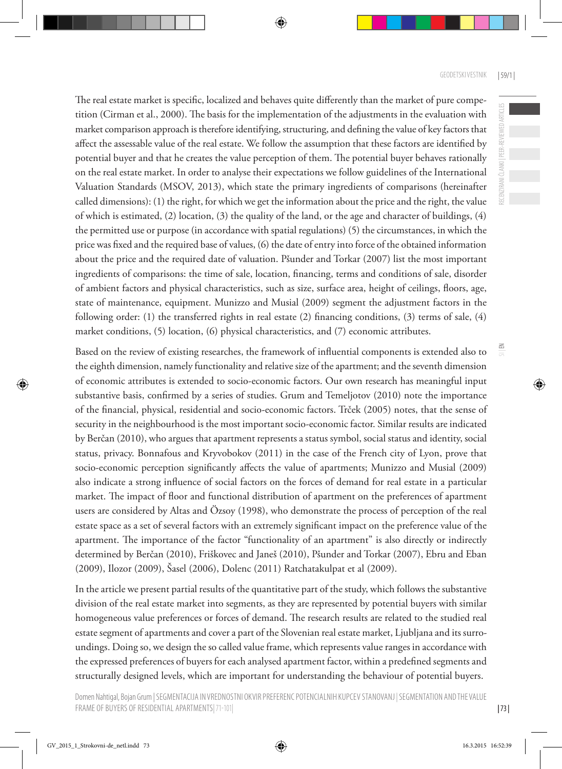The real estate market is specific, localized and behaves quite differently than the market of pure competition (Cirman et al., 2000). The basis for the implementation of the adjustments in the evaluation with market comparison approach is therefore identifying, structuring, and defining the value of key factors that affect the assessable value of the real estate. We follow the assumption that these factors are identified by potential buyer and that he creates the value perception of them. The potential buyer behaves rationally on the real estate market. In order to analyse their expectations we follow guidelines of the International Valuation Standards (MSOV, 2013), which state the primary ingredients of comparisons (hereinafter called dimensions): (1) the right, for which we get the information about the price and the right, the value of which is estimated, (2) location, (3) the quality of the land, or the age and character of buildings, (4) the permitted use or purpose (in accordance with spatial regulations) (5) the circumstances, in which the price was fixed and the required base of values, (6) the date of entry into force of the obtained information about the price and the required date of valuation. Pšunder and Torkar (2007) list the most important ingredients of comparisons: the time of sale, location, financing, terms and conditions of sale, disorder of ambient factors and physical characteristics, such as size, surface area, height of ceilings, floors, age, state of maintenance, equipment. Munizzo and Musial (2009) segment the adjustment factors in the following order: (1) the transferred rights in real estate (2) financing conditions, (3) terms of sale, (4) market conditions, (5) location, (6) physical characteristics, and (7) economic attributes.

Based on the review of existing researches, the framework of influential components is extended also to the eighth dimension, namely functionality and relative size of the apartment; and the seventh dimension of economic attributes is extended to socio-economic factors. Our own research has meaningful input substantive basis, confirmed by a series of studies. Grum and Temeljotov (2010) note the importance of the financial, physical, residential and socio-economic factors. Trček (2005) notes, that the sense of security in the neighbourhood is the most important socio-economic factor. Similar results are indicated by Berčan (2010), who argues that apartment represents a status symbol, social status and identity, social status, privacy. Bonnafous and Kryvobokov (2011) in the case of the French city of Lyon, prove that socio-economic perception significantly affects the value of apartments; Munizzo and Musial (2009) also indicate a strong influence of social factors on the forces of demand for real estate in a particular market. The impact of floor and functional distribution of apartment on the preferences of apartment users are considered by Altas and Özsoy (1998), who demonstrate the process of perception of the real estate space as a set of several factors with an extremely significant impact on the preference value of the apartment. The importance of the factor "functionality of an apartment" is also directly or indirectly determined by Berčan (2010), Friškovec and Janeš (2010), Pšunder and Torkar (2007), Ebru and Eban (2009), Ilozor (2009), Šasel (2006), Dolenc (2011) Ratchatakulpat et al (2009).

In the article we present partial results of the quantitative part of the study, which follows the substantive division of the real estate market into segments, as they are represented by potential buyers with similar homogeneous value preferences or forces of demand. The research results are related to the studied real estate segment of apartments and cover a part of the Slovenian real estate market, Ljubljana and its surroundings. Doing so, we design the so called value frame, which represents value ranges in accordance with the expressed preferences of buyers for each analysed apartment factor, within a predefined segments and structurally designed levels, which are important for understanding the behaviour of potential buyers.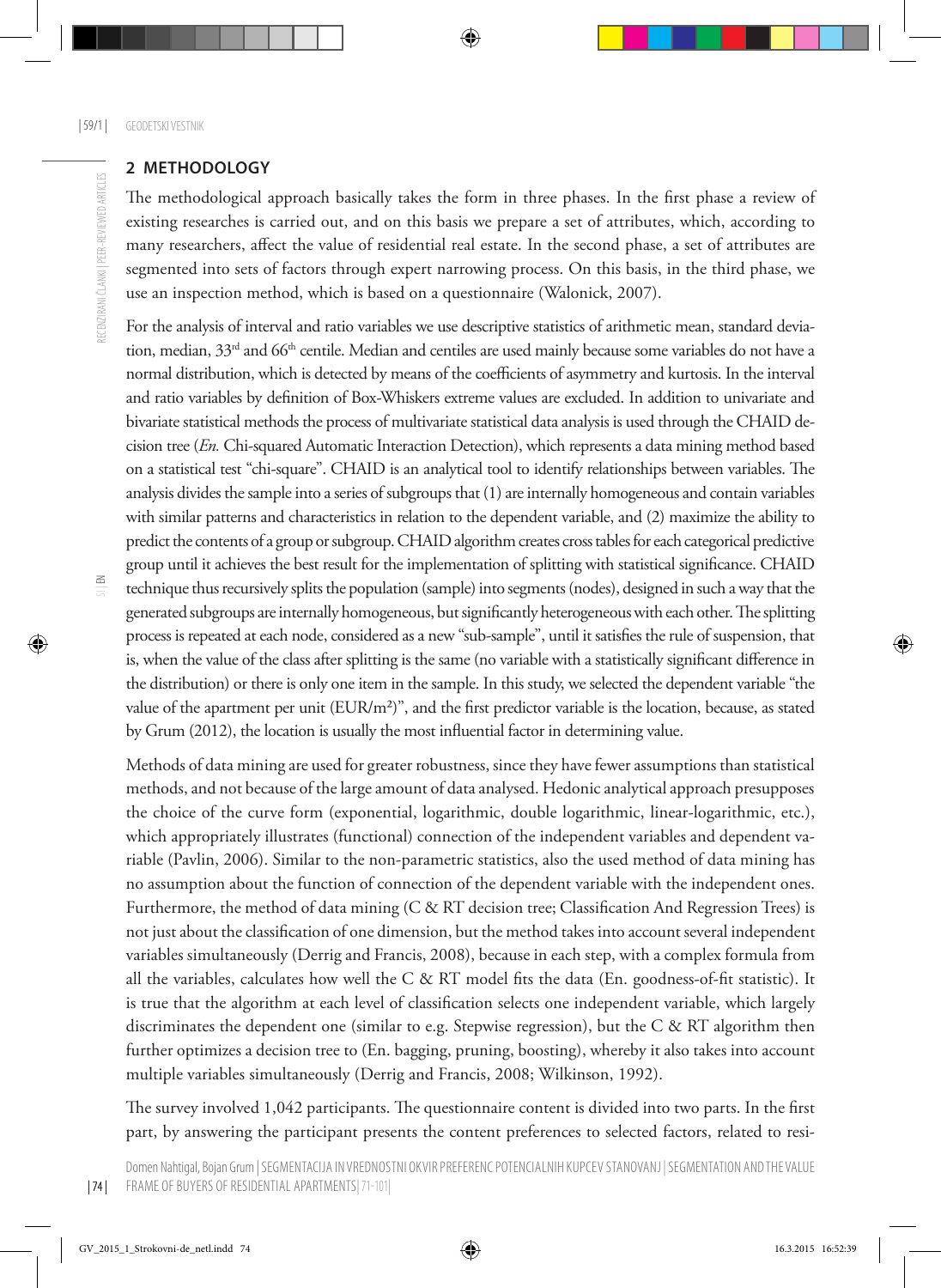## 2 METHODOLOGY

The methodological approach basically takes the form in three phases. In the first phase a review of existing researches is carried out, and on this basis we prepare a set of attributes, which, according to many researchers, affect the value of residential real estate. In the second phase, a set of attributes are segmented into sets of factors through expert narrowing process. On this basis, in the third phase, we use an inspection method, which is based on a questionnaire (Walonick, 2007).

For the analysis of interval and ratio variables we use descriptive statistics of arithmetic mean, standard deviation, median, 33rd and 66th centile. Median and centiles are used mainly because some variables do not have a normal distribution, which is detected by means of the coefficients of asymmetry and kurtosis. In the interval and ratio variables by definition of Box-Whiskers extreme values are excluded. In addition to univariate and bivariate statistical methods the process of multivariate statistical data analysis is used through the CHAID decision tree (*En.* Chi-squared Automatic Interaction Detection), which represents a data mining method based on a statistical test "chi-square". CHAID is an analytical tool to identify relationships between variables. The analysis divides the sample into a series of subgroups that (1) are internally homogeneous and contain variables with similar patterns and characteristics in relation to the dependent variable, and (2) maximize the ability to predict the contents of a group or subgroup. CHAID algorithm creates cross tables for each categorical predictive group until it achieves the best result for the implementation of splitting with statistical significance. CHAID technique thus recursively splits the population (sample) into segments (nodes), designed in such a way that the generated subgroups are internally homogeneous, but significantly heterogeneous with each other. The splitting process is repeated at each node, considered as a new "sub-sample", until it satisfies the rule of suspension, that is, when the value of the class after splitting is the same (no variable with a statistically significant difference in the distribution) or there is only one item in the sample. In this study, we selected the dependent variable "the value of the apartment per unit (EUR/m²)", and the first predictor variable is the location, because, as stated by Grum (2012), the location is usually the most influential factor in determining value.

Methods of data mining are used for greater robustness, since they have fewer assumptions than statistical methods, and not because of the large amount of data analysed. Hedonic analytical approach presupposes the choice of the curve form (exponential, logarithmic, double logarithmic, linear-logarithmic, etc.), which appropriately illustrates (functional) connection of the independent variables and dependent variable (Pavlin, 2006). Similar to the non-parametric statistics, also the used method of data mining has no assumption about the function of connection of the dependent variable with the independent ones. Furthermore, the method of data mining (C & RT decision tree; Classification And Regression Trees) is not just about the classification of one dimension, but the method takes into account several independent variables simultaneously (Derrig and Francis, 2008), because in each step, with a complex formula from all the variables, calculates how well the C & RT model fits the data (En. goodness-of-fit statistic). It is true that the algorithm at each level of classification selects one independent variable, which largely discriminates the dependent one (similar to e.g. Stepwise regression), but the C & RT algorithm then further optimizes a decision tree to (En. bagging, pruning, boosting), whereby it also takes into account multiple variables simultaneously (Derrig and Francis, 2008; Wilkinson, 1992).

The survey involved 1,042 participants. The questionnaire content is divided into two parts. In the first part, by answering the participant presents the content preferences to selected factors, related to resi-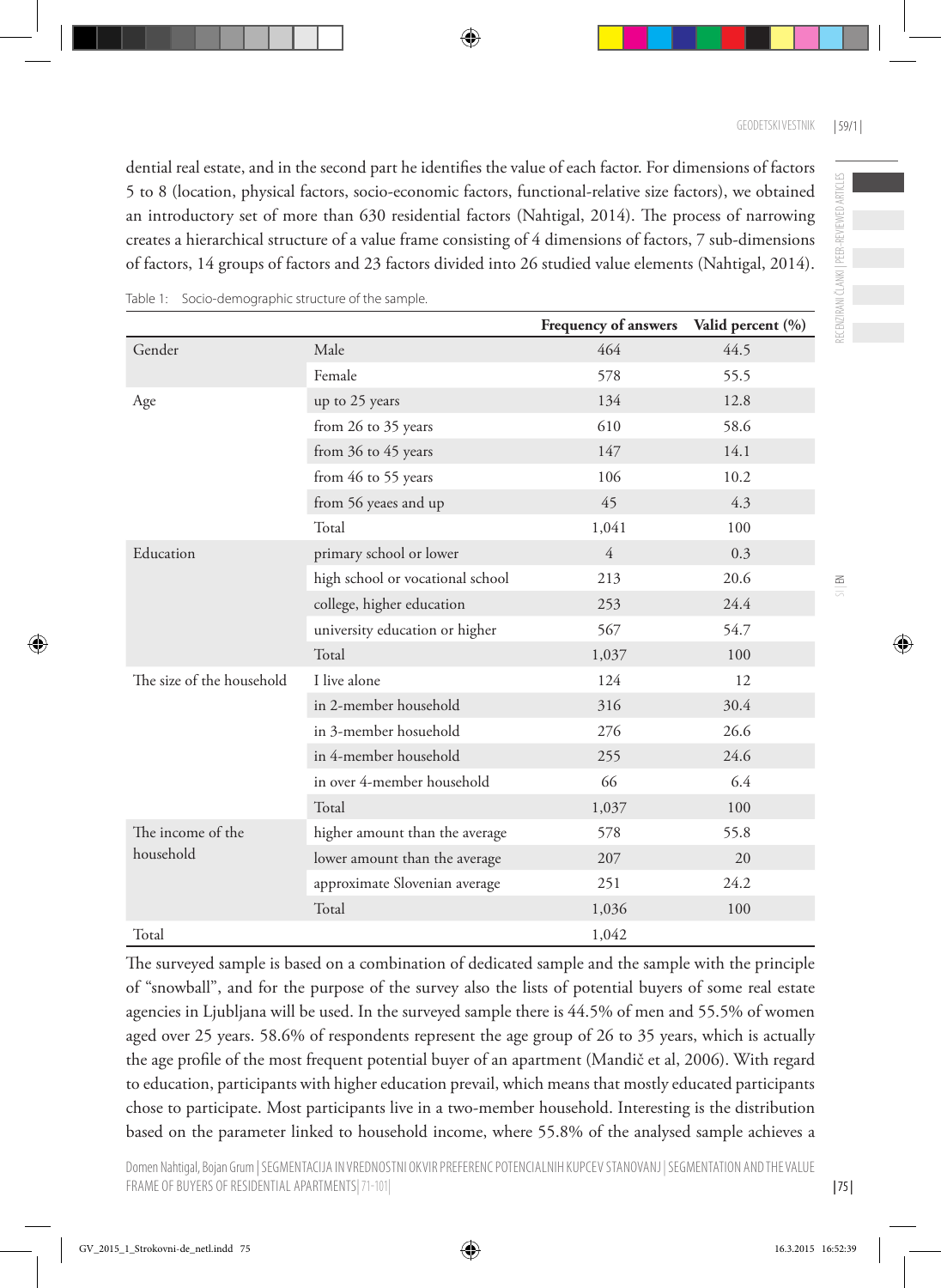dential real estate, and in the second part he identifies the value of each factor. For dimensions of factors 5 to 8 (location, physical factors, socio-economic factors, functional-relative size factors), we obtained an introductory set of more than 630 residential factors (Nahtigal, 2014). The process of narrowing creates a hierarchical structure of a value frame consisting of 4 dimensions of factors, 7 sub-dimensions of factors, 14 groups of factors and 23 factors divided into 26 studied value elements (Nahtigal, 2014).

Table 1: Socio-demographic structure of the sample.

| | | Frequency of answers | Valid percent (%) |
|---|---|---|---|
| Gender | Male | 464 | 44.5 |
| | Female | 578 | 55.5 |
| Age | up to 25 years | 134 | 12.8 |
| | from 26 to 35 years | 610 | 58.6 |
| | from 36 to 45 years | 147 | 14.1 |
| | from 46 to 55 years | 106 | 10.2 |
| | from 56 yeaes and up | 45 | 4.3 |
| | Total | 1,041 | 100 |
| Education | primary school or lower | 4 | 0.3 |
| | high school or vocational school | 213 | 20.6 |
| | college, higher education | 253 | 24.4 |
| | university education or higher | 567 | 54.7 |
| | Total | 1,037 | 100 |
| The size of the household | I live alone | 124 | 12 |
| | in 2-member household | 316 | 30.4 |
| | in 3-member hosuehold | 276 | 26.6 |
| | in 4-member household | 255 | 24.6 |
| | in over 4-member household | 66 | 6.4 |
| | Total | 1,037 | 100 |
| The income of the household | higher amount than the average | 578 | 55.8 |
| | lower amount than the average | 207 | 20 |
| | approximate Slovenian average | 251 | 24.2 |
| | Total | 1,036 | 100 |
| Total | | 1,042 | |

The surveyed sample is based on a combination of dedicated sample and the sample with the principle of "snowball", and for the purpose of the survey also the lists of potential buyers of some real estate agencies in Ljubljana will be used. In the surveyed sample there is 44.5% of men and 55.5% of women aged over 25 years. 58.6% of respondents represent the age group of 26 to 35 years, which is actually the age profile of the most frequent potential buyer of an apartment (Mandič et al, 2006). With regard to education, participants with higher education prevail, which means that mostly educated participants chose to participate. Most participants live in a two-member household. Interesting is the distribution based on the parameter linked to household income, where 55.8% of the analysed sample achieves a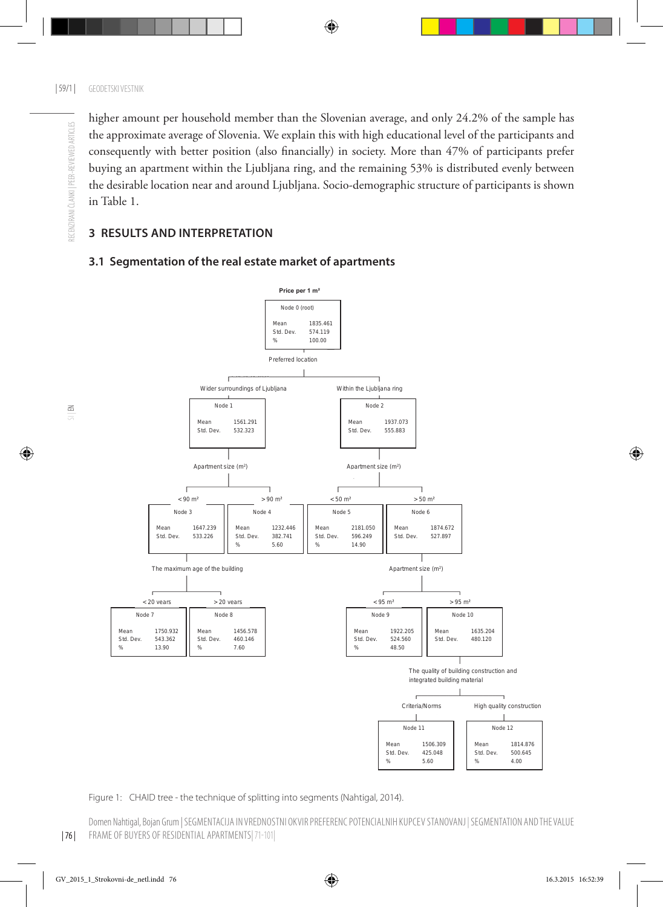higher amount per household member than the Slovenian average, and only 24.2% of the sample has the approximate average of Slovenia. We explain this with high educational level of the participants and consequently with better position (also financially) in society. More than 47% of participants prefer buying an apartment within the Ljubljana ring, and the remaining 53% is distributed evenly between the desirable location near and around Ljubljana. Socio-demographic structure of participants is shown in Table 1.

## 3 RESULTS AND INTERPRETATION

### 3.1 Segmentation of the real estate market of apartments

Price per 1 m²

Node 0 (root): Mean 1835.461; Std. Dev. 574.119; % 100.00

Preferred location

- Wider surroundings of Ljubljana — Node 1: Mean 1561.291; Std. Dev. 532.323
  - Apartment size (m²)
    - < 90 m² — Node 3: Mean 1647.239; Std. Dev. 533.226
      - The maximum age of the building
        - < 20 years — Node 7: Mean 1750.932; Std. Dev. 543.362; % 13.90
        - > 20 years — Node 8: Mean 1456.578; Std. Dev. 460.146; % 7.60
    - > 90 m² — Node 4: Mean 1232.446; Std. Dev. 382.741; % 5.60
- Within the Ljubljana ring — Node 2: Mean 1937.073; Std. Dev. 555.883
  - Apartment size (m²)
    - < 50 m² — Node 5: Mean 2181.050; Std. Dev. 596.249; % 14.90
    - > 50 m² — Node 6: Mean 1874.672; Std. Dev. 527.897
      - Apartment size (m²)
        - < 95 m² — Node 9: Mean 1922.205; Std. Dev. 524.560; % 48.50
        - > 95 m² — Node 10: Mean 1635.204; Std. Dev. 480.120
          - The quality of building construction and integrated building material
            - Criteria/Norms — Node 11: Mean 1506.309; Std. Dev. 425.048; % 5.60
            - High quality construction — Node 12: Mean 1814.876; Std. Dev. 500.645; % 4.00

Figure 1: CHAID tree - the technique of splitting into segments (Nahtigal, 2014).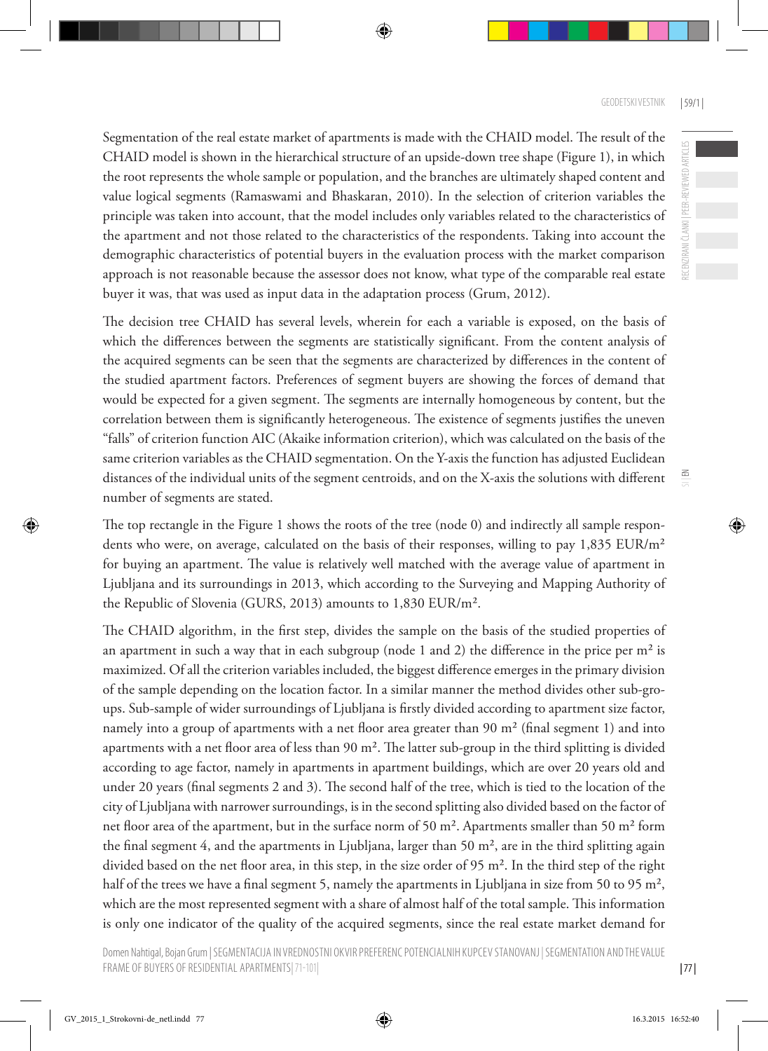Segmentation of the real estate market of apartments is made with the CHAID model. The result of the CHAID model is shown in the hierarchical structure of an upside-down tree shape (Figure 1), in which the root represents the whole sample or population, and the branches are ultimately shaped content and value logical segments (Ramaswami and Bhaskaran, 2010). In the selection of criterion variables the principle was taken into account, that the model includes only variables related to the characteristics of the apartment and not those related to the characteristics of the respondents. Taking into account the demographic characteristics of potential buyers in the evaluation process with the market comparison approach is not reasonable because the assessor does not know, what type of the comparable real estate buyer it was, that was used as input data in the adaptation process (Grum, 2012).

The decision tree CHAID has several levels, wherein for each a variable is exposed, on the basis of which the differences between the segments are statistically significant. From the content analysis of the acquired segments can be seen that the segments are characterized by differences in the content of the studied apartment factors. Preferences of segment buyers are showing the forces of demand that would be expected for a given segment. The segments are internally homogeneous by content, but the correlation between them is significantly heterogeneous. The existence of segments justifies the uneven "falls" of criterion function AIC (Akaike information criterion), which was calculated on the basis of the same criterion variables as the CHAID segmentation. On the Y-axis the function has adjusted Euclidean distances of the individual units of the segment centroids, and on the X-axis the solutions with different number of segments are stated.

The top rectangle in the Figure 1 shows the roots of the tree (node 0) and indirectly all sample respondents who were, on average, calculated on the basis of their responses, willing to pay 1,835 EUR/m² for buying an apartment. The value is relatively well matched with the average value of apartment in Ljubljana and its surroundings in 2013, which according to the Surveying and Mapping Authority of the Republic of Slovenia (GURS, 2013) amounts to 1,830 EUR/m².

The CHAID algorithm, in the first step, divides the sample on the basis of the studied properties of an apartment in such a way that in each subgroup (node 1 and 2) the difference in the price per m² is maximized. Of all the criterion variables included, the biggest difference emerges in the primary division of the sample depending on the location factor. In a similar manner the method divides other sub-groups. Sub-sample of wider surroundings of Ljubljana is firstly divided according to apartment size factor, namely into a group of apartments with a net floor area greater than 90 m² (final segment 1) and into apartments with a net floor area of less than 90 m². The latter sub-group in the third splitting is divided according to age factor, namely in apartments in apartment buildings, which are over 20 years old and under 20 years (final segments 2 and 3). The second half of the tree, which is tied to the location of the city of Ljubljana with narrower surroundings, is in the second splitting also divided based on the factor of net floor area of the apartment, but in the surface norm of 50 m². Apartments smaller than 50 m² form the final segment 4, and the apartments in Ljubljana, larger than 50 m², are in the third splitting again divided based on the net floor area, in this step, in the size order of 95 m². In the third step of the right half of the trees we have a final segment 5, namely the apartments in Ljubljana in size from 50 to 95 m², which are the most represented segment with a share of almost half of the total sample. This information is only one indicator of the quality of the acquired segments, since the real estate market demand for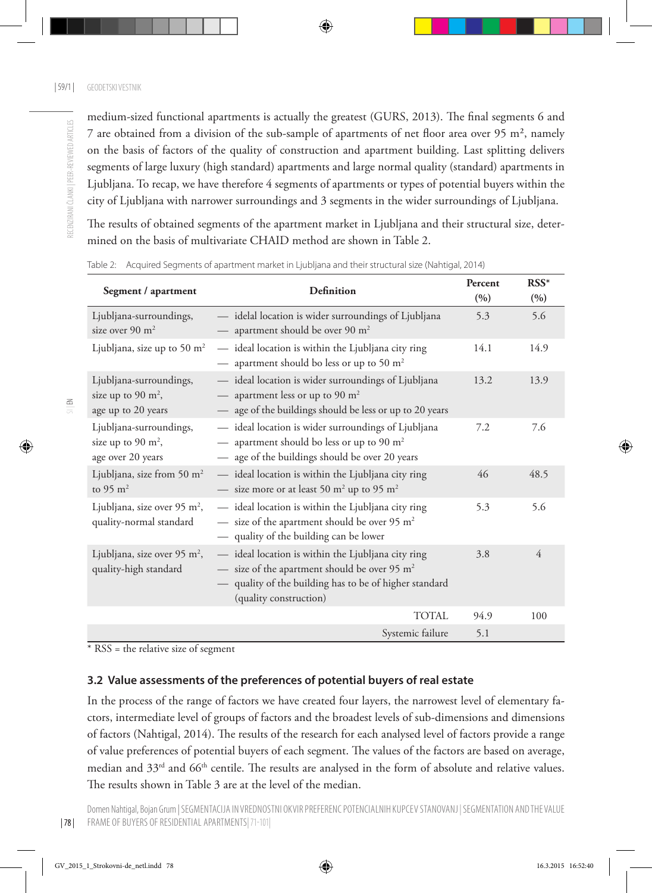medium-sized functional apartments is actually the greatest (GURS, 2013). The final segments 6 and 7 are obtained from a division of the sub-sample of apartments of net floor area over 95 m², namely on the basis of factors of the quality of construction and apartment building. Last splitting delivers segments of large luxury (high standard) apartments and large normal quality (standard) apartments in Ljubljana. To recap, we have therefore 4 segments of apartments or types of potential buyers within the city of Ljubljana with narrower surroundings and 3 segments in the wider surroundings of Ljubljana.

The results of obtained segments of the apartment market in Ljubljana and their structural size, determined on the basis of multivariate CHAID method are shown in Table 2.

Table 2: Acquired Segments of apartment market in Ljubljana and their structural size (Nahtigal, 2014)

| Segment / apartment | Definition | Percent (%) | RSS* (%) |
|---|---|---|---|
| Ljubljana-surroundings, size over 90 m² | — idelal location is wider surroundings of Ljubljana<br>— apartment should be over 90 m² | 5.3 | 5.6 |
| Ljubljana, size up to 50 m² | — ideal location is within the Ljubljana city ring<br>— apartment should bo less or up to 50 m² | 14.1 | 14.9 |
| Ljubljana-surroundings, size up to 90 m², age up to 20 years | — ideal location is wider surroundings of Ljubljana<br>— apartment less or up to 90 m²<br>— age of the buildings should be less or up to 20 years | 13.2 | 13.9 |
| Ljubljana-surroundings, size up to 90 m², age over 20 years | — ideal location is wider surroundings of Ljubljana<br>— apartment should bo less or up to 90 m²<br>— age of the buildings should be over 20 years | 7.2 | 7.6 |
| Ljubljana, size from 50 m² to 95 m² | — ideal location is within the Ljubljana city ring<br>— size more or at least 50 m² up to 95 m² | 46 | 48.5 |
| Ljubljana, size over 95 m², quality-normal standard | — ideal location is within the Ljubljana city ring<br>— size of the apartment should be over 95 m²<br>— quality of the building can be lower | 5.3 | 5.6 |
| Ljubljana, size over 95 m², quality-high standard | — ideal location is within the Ljubljana city ring<br>— size of the apartment should be over 95 m²<br>— quality of the building has to be of higher standard (quality construction) | 3.8 | 4 |
| | TOTAL | 94.9 | 100 |
| | Systemic failure | 5.1 | |

\* RSS = the relative size of segment

### 3.2 Value assessments of the preferences of potential buyers of real estate

In the process of the range of factors we have created four layers, the narrowest level of elementary factors, intermediate level of groups of factors and the broadest levels of sub-dimensions and dimensions of factors (Nahtigal, 2014). The results of the research for each analysed level of factors provide a range of value preferences of potential buyers of each segment. The values of the factors are based on average, median and 33rd and 66th centile. The results are analysed in the form of absolute and relative values. The results shown in Table 3 are at the level of the median.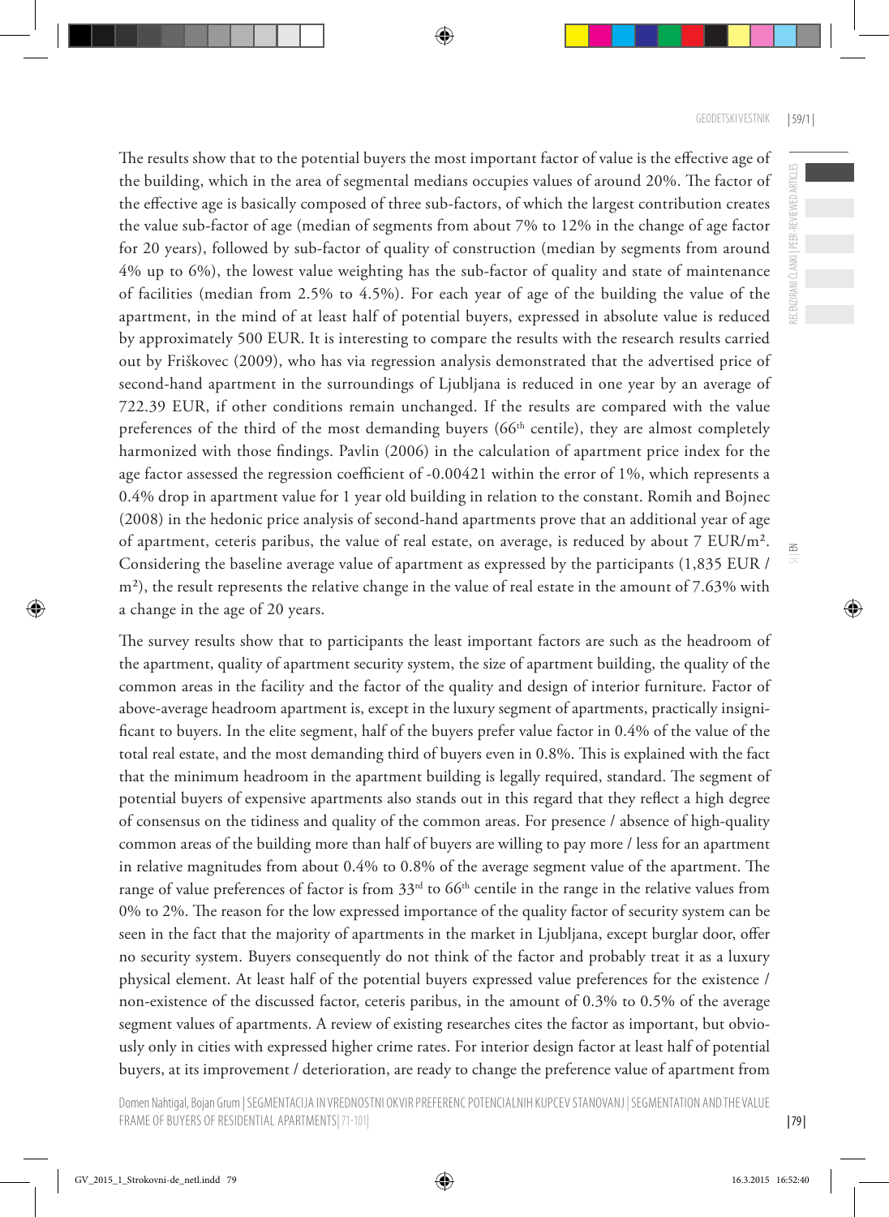The results show that to the potential buyers the most important factor of value is the effective age of the building, which in the area of segmental medians occupies values of around 20%. The factor of the effective age is basically composed of three sub-factors, of which the largest contribution creates the value sub-factor of age (median of segments from about 7% to 12% in the change of age factor for 20 years), followed by sub-factor of quality of construction (median by segments from around 4% up to 6%), the lowest value weighting has the sub-factor of quality and state of maintenance of facilities (median from 2.5% to 4.5%). For each year of age of the building the value of the apartment, in the mind of at least half of potential buyers, expressed in absolute value is reduced by approximately 500 EUR. It is interesting to compare the results with the research results carried out by Friškovec (2009), who has via regression analysis demonstrated that the advertised price of second-hand apartment in the surroundings of Ljubljana is reduced in one year by an average of 722.39 EUR, if other conditions remain unchanged. If the results are compared with the value preferences of the third of the most demanding buyers (66th centile), they are almost completely harmonized with those findings. Pavlin (2006) in the calculation of apartment price index for the age factor assessed the regression coefficient of -0.00421 within the error of 1%, which represents a 0.4% drop in apartment value for 1 year old building in relation to the constant. Romih and Bojnec (2008) in the hedonic price analysis of second-hand apartments prove that an additional year of age of apartment, ceteris paribus, the value of real estate, on average, is reduced by about 7 EUR/m². Considering the baseline average value of apartment as expressed by the participants (1,835 EUR / m²), the result represents the relative change in the value of real estate in the amount of 7.63% with a change in the age of 20 years.

The survey results show that to participants the least important factors are such as the headroom of the apartment, quality of apartment security system, the size of apartment building, the quality of the common areas in the facility and the factor of the quality and design of interior furniture. Factor of above-average headroom apartment is, except in the luxury segment of apartments, practically insignificant to buyers. In the elite segment, half of the buyers prefer value factor in 0.4% of the value of the total real estate, and the most demanding third of buyers even in 0.8%. This is explained with the fact that the minimum headroom in the apartment building is legally required, standard. The segment of potential buyers of expensive apartments also stands out in this regard that they reflect a high degree of consensus on the tidiness and quality of the common areas. For presence / absence of high-quality common areas of the building more than half of buyers are willing to pay more / less for an apartment in relative magnitudes from about 0.4% to 0.8% of the average segment value of the apartment. The range of value preferences of factor is from 33rd to 66th centile in the range in the relative values from 0% to 2%. The reason for the low expressed importance of the quality factor of security system can be seen in the fact that the majority of apartments in the market in Ljubljana, except burglar door, offer no security system. Buyers consequently do not think of the factor and probably treat it as a luxury physical element. At least half of the potential buyers expressed value preferences for the existence / non-existence of the discussed factor, ceteris paribus, in the amount of 0.3% to 0.5% of the average segment values of apartments. A review of existing researches cites the factor as important, but obviously only in cities with expressed higher crime rates. For interior design factor at least half of potential buyers, at its improvement / deterioration, are ready to change the preference value of apartment from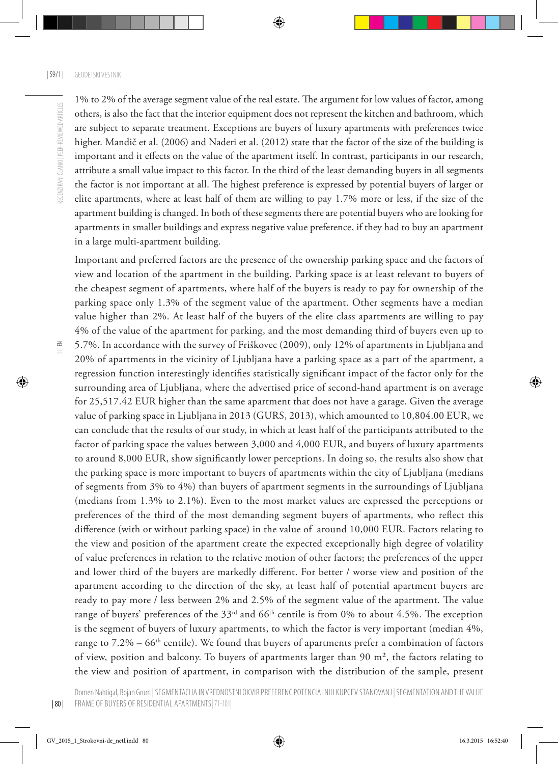1% to 2% of the average segment value of the real estate. The argument for low values of factor, among others, is also the fact that the interior equipment does not represent the kitchen and bathroom, which are subject to separate treatment. Exceptions are buyers of luxury apartments with preferences twice higher. Mandič et al. (2006) and Naderi et al. (2012) state that the factor of the size of the building is important and it effects on the value of the apartment itself. In contrast, participants in our research, attribute a small value impact to this factor. In the third of the least demanding buyers in all segments the factor is not important at all. The highest preference is expressed by potential buyers of larger or elite apartments, where at least half of them are willing to pay 1.7% more or less, if the size of the apartment building is changed. In both of these segments there are potential buyers who are looking for apartments in smaller buildings and express negative value preference, if they had to buy an apartment in a large multi-apartment building.

Important and preferred factors are the presence of the ownership parking space and the factors of view and location of the apartment in the building. Parking space is at least relevant to buyers of the cheapest segment of apartments, where half of the buyers is ready to pay for ownership of the parking space only 1.3% of the segment value of the apartment. Other segments have a median value higher than 2%. At least half of the buyers of the elite class apartments are willing to pay 4% of the value of the apartment for parking, and the most demanding third of buyers even up to 5.7%. In accordance with the survey of Friškovec (2009), only 12% of apartments in Ljubljana and 20% of apartments in the vicinity of Ljubljana have a parking space as a part of the apartment, a regression function interestingly identifies statistically significant impact of the factor only for the surrounding area of Ljubljana, where the advertised price of second-hand apartment is on average for 25,517.42 EUR higher than the same apartment that does not have a garage. Given the average value of parking space in Ljubljana in 2013 (GURS, 2013), which amounted to 10,804.00 EUR, we can conclude that the results of our study, in which at least half of the participants attributed to the factor of parking space the values between 3,000 and 4,000 EUR, and buyers of luxury apartments to around 8,000 EUR, show significantly lower perceptions. In doing so, the results also show that the parking space is more important to buyers of apartments within the city of Ljubljana (medians of segments from 3% to 4%) than buyers of apartment segments in the surroundings of Ljubljana (medians from 1.3% to 2.1%). Even to the most market values are expressed the perceptions or preferences of the third of the most demanding segment buyers of apartments, who reflect this difference (with or without parking space) in the value of around 10,000 EUR. Factors relating to the view and position of the apartment create the expected exceptionally high degree of volatility of value preferences in relation to the relative motion of other factors; the preferences of the upper and lower third of the buyers are markedly different. For better / worse view and position of the apartment according to the direction of the sky, at least half of potential apartment buyers are ready to pay more / less between 2% and 2.5% of the segment value of the apartment. The value range of buyers' preferences of the 33[rd] and 66[th] centile is from 0% to about 4.5%. The exception is the segment of buyers of luxury apartments, to which the factor is very important (median 4%, range to 7.2% – 66[th] centile). We found that buyers of apartments prefer a combination of factors of view, position and balcony. To buyers of apartments larger than 90 m², the factors relating to the view and position of apartment, in comparison with the distribution of the sample, present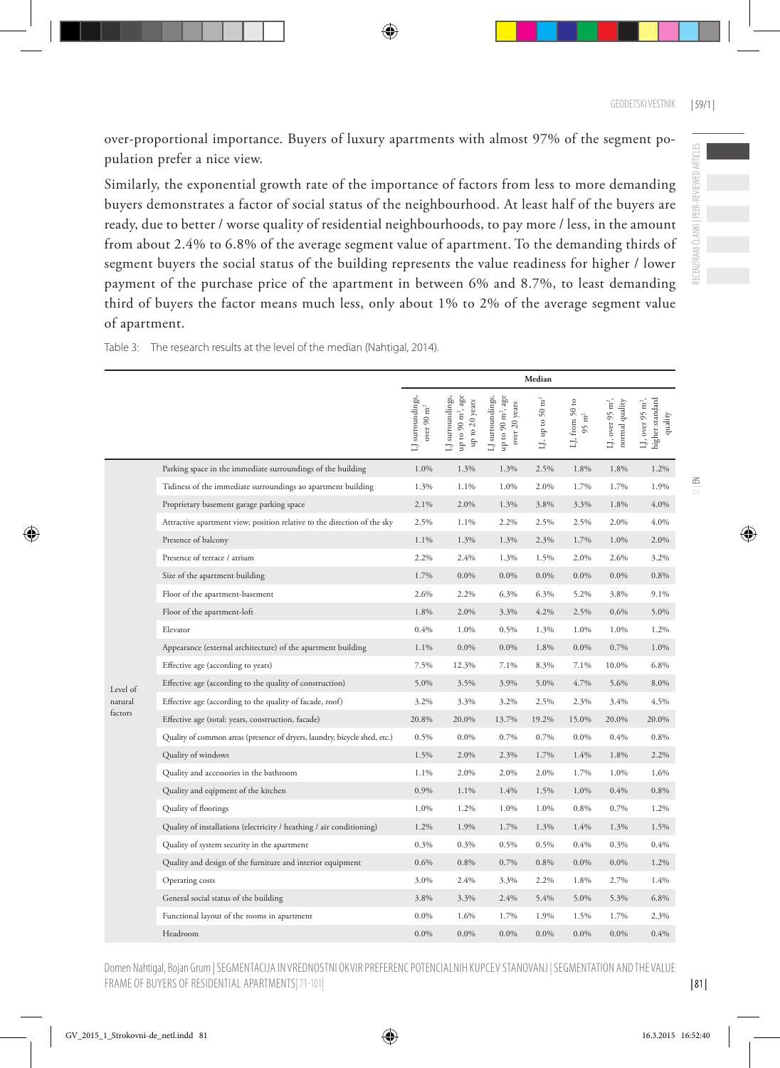over-proportional importance. Buyers of luxury apartments with almost 97% of the segment population prefer a nice view.

Similarly, the exponential growth rate of the importance of factors from less to more demanding buyers demonstrates a factor of social status of the neighbourhood. At least half of the buyers are ready, due to better / worse quality of residential neighbourhoods, to pay more / less, in the amount from about 2.4% to 6.8% of the average segment value of apartment. To the demanding thirds of segment buyers the social status of the building represents the value readiness for higher / lower payment of the purchase price of the apartment in between 6% and 8.7%, to least demanding third of buyers the factor means much less, only about 1% to 2% of the average segment value of apartment.

Table 3: The research results at the level of the median (Nahtigal, 2014).

| | | Median | | | | | | |
|---|---|---|---|---|---|---|---|---|
| | | LJ surroundings, over 90 m² | LJ surroundings, up to 90 m², age up to 20 years | LJ surroundings, up to 90 m², age over 20 years | LJ, up to 50 m² | LJ, from 50 to 95 m² | LJ, over 95 m², normal quality | LJ, over 95 m², higher standard quality |
| Level of natural factors | Parking space in the immediate surroundings of the building | 1.0% | 1.3% | 1.3% | 2.5% | 1.8% | 1.8% | 1.2% |
| | Tidiness of the immediate surroundings ao apartment building | 1.3% | 1.1% | 1.0% | 2.0% | 1.7% | 1.7% | 1.9% |
| | Proprietary basement garage parking space | 2.1% | 2.0% | 1.3% | 3.8% | 3.3% | 1.8% | 4.0% |
| | Attractive apartment view; position relative to the direction of the sky | 2.5% | 1.1% | 2.2% | 2.5% | 2.5% | 2.0% | 4.0% |
| | Presence of balcony | 1.1% | 1.3% | 1.3% | 2.3% | 1.7% | 1.0% | 2.0% |
| | Presence of terrace / atrium | 2.2% | 2.4% | 1.3% | 1.5% | 2.0% | 2.6% | 3.2% |
| | Size of the apartment building | 1.7% | 0.0% | 0.0% | 0.0% | 0.0% | 0.0% | 0.8% |
| | Floor of the apartment-basement | 2.6% | 2.2% | 6.3% | 6.3% | 5.2% | 3.8% | 9.1% |
| | Floor of the apartment-loft | 1.8% | 2.0% | 3.3% | 4.2% | 2.5% | 0.6% | 5.0% |
| | Elevator | 0.4% | 1.0% | 0.5% | 1.3% | 1.0% | 1.0% | 1.2% |
| | Appearance (external architecture) of the apartment building | 1.1% | 0.0% | 0.0% | 1.8% | 0.0% | 0.7% | 1.0% |
| | Effective age (according to years) | 7.5% | 12.3% | 7.1% | 8.3% | 7.1% | 10.0% | 6.8% |
| | Effective age (according to the quality of construction) | 5.0% | 3.5% | 3.9% | 5.0% | 4.7% | 5.6% | 8.0% |
| | Effective age (according to the quality of facade, roof) | 3.2% | 3.3% | 3.2% | 2.5% | 2.3% | 3.4% | 4.5% |
| | Effective age (total: years, construction, facade) | 20.8% | 20.0% | 13.7% | 19.2% | 15.0% | 20.0% | 20.0% |
| | Quality of common areas (presence of dryers, laundry, bicycle shed, etc.) | 0.5% | 0.0% | 0.7% | 0.7% | 0.0% | 0.4% | 0.8% |
| | Quality of windows | 1.5% | 2.0% | 2.3% | 1.7% | 1.4% | 1.8% | 2.2% |
| | Quality and accessories in the bathroom | 1.1% | 2.0% | 2.0% | 2.0% | 1.7% | 1.0% | 1.6% |
| | Quality and eqipment of the kitchen | 0.9% | 1.1% | 1.4% | 1.5% | 1.0% | 0.4% | 0.8% |
| | Quality of floorings | 1.0% | 1.2% | 1.0% | 1.0% | 0.8% | 0.7% | 1.2% |
| | Quality of installations (electricity / heathing / air conditioning) | 1.2% | 1.9% | 1.7% | 1.3% | 1.4% | 1.3% | 1.5% |
| | Quality of system security in the apartment | 0.3% | 0.3% | 0.5% | 0.5% | 0.4% | 0.3% | 0.4% |
| | Quality and design of the furniture and interior equipment | 0.6% | 0.8% | 0.7% | 0.8% | 0.0% | 0.0% | 1.2% |
| | Operating costs | 3.0% | 2.4% | 3.3% | 2.2% | 1.8% | 2.7% | 1.4% |
| | General social status of the building | 3.8% | 3.3% | 2.4% | 5.4% | 5.0% | 5.3% | 6.8% |
| | Functional layout of the rooms in apartment | 0.0% | 1.6% | 1.7% | 1.9% | 1.5% | 1.7% | 2.3% |
| | Headroom | 0.0% | 0.0% | 0.0% | 0.0% | 0.0% | 0.0% | 0.4% |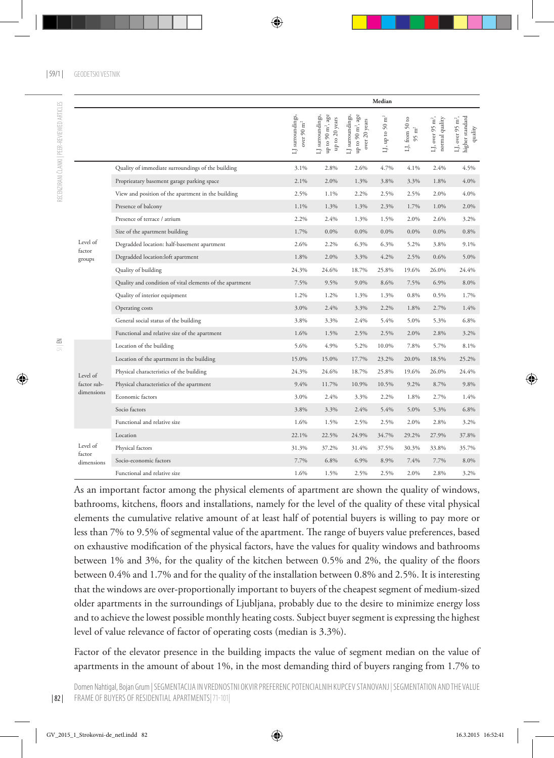| | | Median | | | | | | |
|---|---|---|---|---|---|---|---|---|
| | | LJ surroundings, over 90 m² | LJ surroundings, up to 90 m², age up to 20 years | LJ surroundings, up to 90 m², age over 20 years | LJ, up to 50 m² | LJ, from 50 to 95 m² | LJ, over 95 m², normal quality | LJ, over 95 m², higher standard quality |
| Level of factor groups | Quality of immediate surroundings of the building | 3.1% | 2.8% | 2.6% | 4.7% | 4.1% | 2.4% | 4.5% |
| | Proprieatary basement garage parking space | 2.1% | 2.0% | 1.3% | 3.8% | 3.3% | 1.8% | 4.0% |
| | View and position of the apartment in the building | 2.5% | 1.1% | 2.2% | 2.5% | 2.5% | 2.0% | 4.0% |
| | Presence of balcony | 1.1% | 1.3% | 1.3% | 2.3% | 1.7% | 1.0% | 2.0% |
| | Presence of terrace / atrium | 2.2% | 2.4% | 1.3% | 1.5% | 2.0% | 2.6% | 3.2% |
| | Size of the apartment building | 1.7% | 0.0% | 0.0% | 0.0% | 0.0% | 0.0% | 0.8% |
| | Degradded location: half-basement apartment | 2.6% | 2.2% | 6.3% | 6.3% | 5.2% | 3.8% | 9.1% |
| | Degradded location:loft apartment | 1.8% | 2.0% | 3.3% | 4.2% | 2.5% | 0.6% | 5.0% |
| | Quality of building | 24.3% | 24.6% | 18.7% | 25.8% | 19.6% | 26.0% | 24.4% |
| | Quality and condition of vital elements of the apartment | 7.5% | 9.5% | 9.0% | 8.6% | 7.5% | 6.9% | 8.0% |
| | Quality of interior equipment | 1.2% | 1.2% | 1.3% | 1.3% | 0.8% | 0.5% | 1.7% |
| | Operating costs | 3.0% | 2.4% | 3.3% | 2.2% | 1.8% | 2.7% | 1.4% |
| | General social status of the building | 3.8% | 3.3% | 2.4% | 5.4% | 5.0% | 5.3% | 6.8% |
| | Functional and relative size of the apartment | 1.6% | 1.5% | 2.5% | 2.5% | 2.0% | 2.8% | 3.2% |
| Level of factor sub-dimensions | Location of the building | 5.6% | 4.9% | 5.2% | 10.0% | 7.8% | 5.7% | 8.1% |
| | Location of the apartment in the building | 15.0% | 15.0% | 17.7% | 23.2% | 20.0% | 18.5% | 25.2% |
| | Physical characteristics of the building | 24.3% | 24.6% | 18.7% | 25.8% | 19.6% | 26.0% | 24.4% |
| | Physical characteristics of the apartment | 9.4% | 11.7% | 10.9% | 10.5% | 9.2% | 8.7% | 9.8% |
| | Economic factors | 3.0% | 2.4% | 3.3% | 2.2% | 1.8% | 2.7% | 1.4% |
| | Socio factors | 3.8% | 3.3% | 2.4% | 5.4% | 5.0% | 5.3% | 6.8% |
| | Functional and relative size | 1.6% | 1.5% | 2.5% | 2.5% | 2.0% | 2.8% | 3.2% |
| Level of factor dimensions | Location | 22.1% | 22.5% | 24.9% | 34.7% | 29.2% | 27.9% | 37.8% |
| | Physical factors | 31.3% | 37.2% | 31.4% | 37.5% | 30.3% | 33.8% | 35.7% |
| | Socio-economic factors | 7.7% | 6.8% | 6.9% | 8.9% | 7.4% | 7.7% | 8.0% |
| | Functional and relative size | 1.6% | 1.5% | 2.5% | 2.5% | 2.0% | 2.8% | 3.2% |

As an important factor among the physical elements of apartment are shown the quality of windows, bathrooms, kitchens, floors and installations, namely for the level of the quality of these vital physical elements the cumulative relative amount of at least half of potential buyers is willing to pay more or less than 7% to 9.5% of segmental value of the apartment. The range of buyers value preferences, based on exhaustive modification of the physical factors, have the values for quality windows and bathrooms between 1% and 3%, for the quality of the kitchen between 0.5% and 2%, the quality of the floors between 0.4% and 1.7% and for the quality of the installation between 0.8% and 2.5%. It is interesting that the windows are over-proportionally important to buyers of the cheapest segment of medium-sized older apartments in the surroundings of Ljubljana, probably due to the desire to minimize energy loss and to achieve the lowest possible monthly heating costs. Subject buyer segment is expressing the highest level of value relevance of factor of operating costs (median is 3.3%).

Factor of the elevator presence in the building impacts the value of segment median on the value of apartments in the amount of about 1%, in the most demanding third of buyers ranging from 1.7% to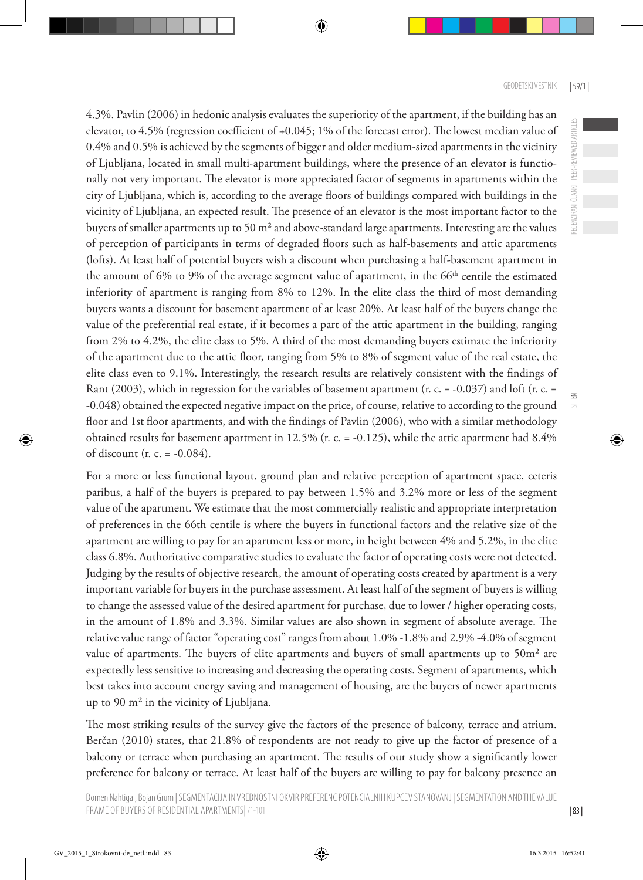4.3%. Pavlin (2006) in hedonic analysis evaluates the superiority of the apartment, if the building has an elevator, to 4.5% (regression coefficient of +0.045; 1% of the forecast error). The lowest median value of 0.4% and 0.5% is achieved by the segments of bigger and older medium-sized apartments in the vicinity of Ljubljana, located in small multi-apartment buildings, where the presence of an elevator is functionally not very important. The elevator is more appreciated factor of segments in apartments within the city of Ljubljana, which is, according to the average floors of buildings compared with buildings in the vicinity of Ljubljana, an expected result. The presence of an elevator is the most important factor to the buyers of smaller apartments up to 50 m² and above-standard large apartments. Interesting are the values of perception of participants in terms of degraded floors such as half-basements and attic apartments (lofts). At least half of potential buyers wish a discount when purchasing a half-basement apartment in the amount of 6% to 9% of the average segment value of apartment, in the 66th centile the estimated inferiority of apartment is ranging from 8% to 12%. In the elite class the third of most demanding buyers wants a discount for basement apartment of at least 20%. At least half of the buyers change the value of the preferential real estate, if it becomes a part of the attic apartment in the building, ranging from 2% to 4.2%, the elite class to 5%. A third of the most demanding buyers estimate the inferiority of the apartment due to the attic floor, ranging from 5% to 8% of segment value of the real estate, the elite class even to 9.1%. Interestingly, the research results are relatively consistent with the findings of Rant (2003), which in regression for the variables of basement apartment (r. c. = -0.037) and loft (r. c. = -0.048) obtained the expected negative impact on the price, of course, relative to according to the ground floor and 1st floor apartments, and with the findings of Pavlin (2006), who with a similar methodology obtained results for basement apartment in 12.5% (r. c. = -0.125), while the attic apartment had 8.4% of discount (r. c. = -0.084).

For a more or less functional layout, ground plan and relative perception of apartment space, ceteris paribus, a half of the buyers is prepared to pay between 1.5% and 3.2% more or less of the segment value of the apartment. We estimate that the most commercially realistic and appropriate interpretation of preferences in the 66th centile is where the buyers in functional factors and the relative size of the apartment are willing to pay for an apartment less or more, in height between 4% and 5.2%, in the elite class 6.8%. Authoritative comparative studies to evaluate the factor of operating costs were not detected. Judging by the results of objective research, the amount of operating costs created by apartment is a very important variable for buyers in the purchase assessment. At least half of the segment of buyers is willing to change the assessed value of the desired apartment for purchase, due to lower / higher operating costs, in the amount of 1.8% and 3.3%. Similar values are also shown in segment of absolute average. The relative value range of factor "operating cost" ranges from about 1.0% -1.8% and 2.9% -4.0% of segment value of apartments. The buyers of elite apartments and buyers of small apartments up to 50m² are expectedly less sensitive to increasing and decreasing the operating costs. Segment of apartments, which best takes into account energy saving and management of housing, are the buyers of newer apartments up to 90 m² in the vicinity of Ljubljana.

The most striking results of the survey give the factors of the presence of balcony, terrace and atrium. Berčan (2010) states, that 21.8% of respondents are not ready to give up the factor of presence of a balcony or terrace when purchasing an apartment. The results of our study show a significantly lower preference for balcony or terrace. At least half of the buyers are willing to pay for balcony presence an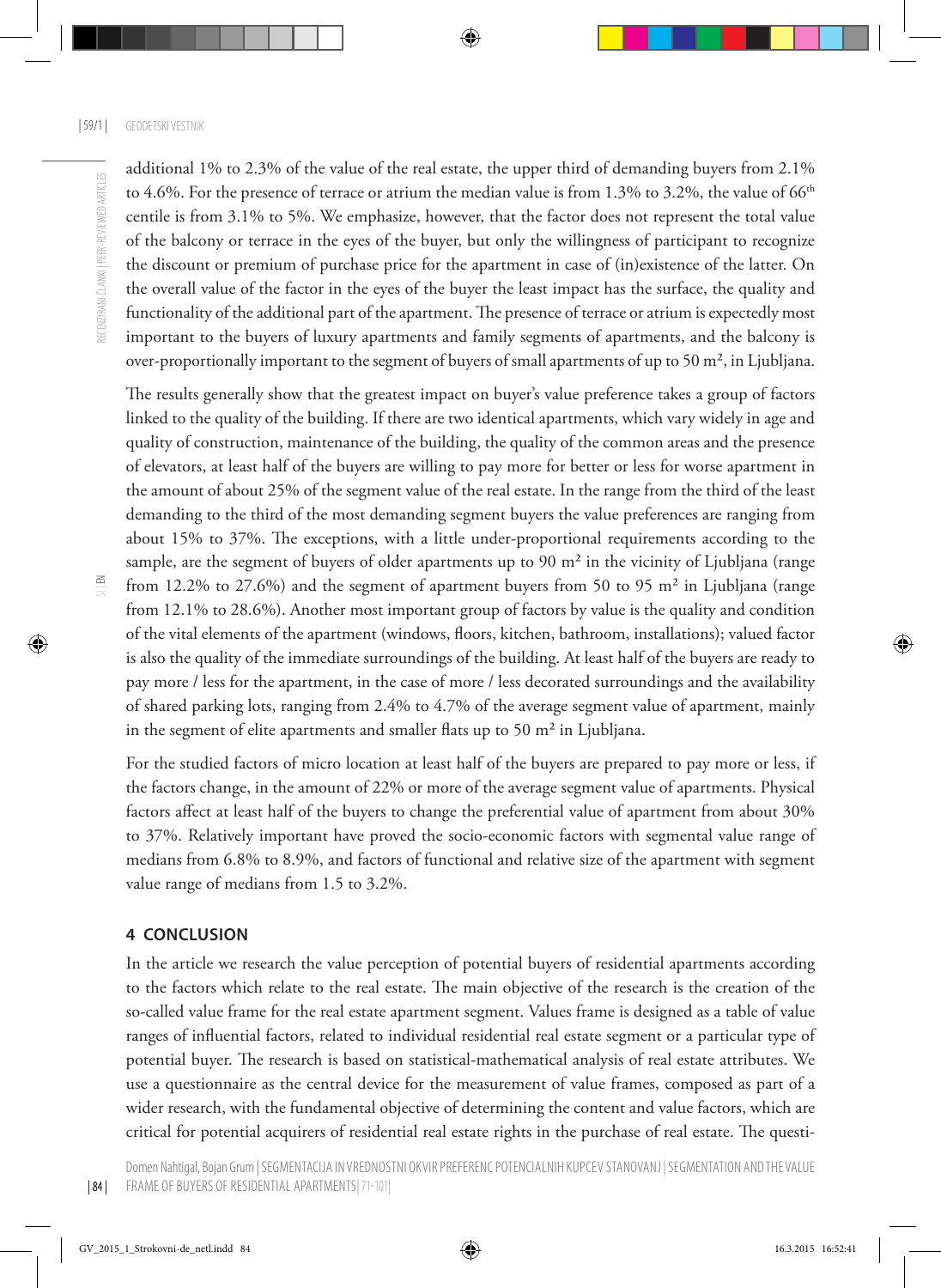additional 1% to 2.3% of the value of the real estate, the upper third of demanding buyers from 2.1% to 4.6%. For the presence of terrace or atrium the median value is from 1.3% to 3.2%, the value of 66$^{th}$ centile is from 3.1% to 5%. We emphasize, however, that the factor does not represent the total value of the balcony or terrace in the eyes of the buyer, but only the willingness of participant to recognize the discount or premium of purchase price for the apartment in case of (in)existence of the latter. On the overall value of the factor in the eyes of the buyer the least impact has the surface, the quality and functionality of the additional part of the apartment. The presence of terrace or atrium is expectedly most important to the buyers of luxury apartments and family segments of apartments, and the balcony is over-proportionally important to the segment of buyers of small apartments of up to 50 m², in Ljubljana.

The results generally show that the greatest impact on buyer's value preference takes a group of factors linked to the quality of the building. If there are two identical apartments, which vary widely in age and quality of construction, maintenance of the building, the quality of the common areas and the presence of elevators, at least half of the buyers are willing to pay more for better or less for worse apartment in the amount of about 25% of the segment value of the real estate. In the range from the third of the least demanding to the third of the most demanding segment buyers the value preferences are ranging from about 15% to 37%. The exceptions, with a little under-proportional requirements according to the sample, are the segment of buyers of older apartments up to 90 m² in the vicinity of Ljubljana (range from 12.2% to 27.6%) and the segment of apartment buyers from 50 to 95 m² in Ljubljana (range from 12.1% to 28.6%). Another most important group of factors by value is the quality and condition of the vital elements of the apartment (windows, floors, kitchen, bathroom, installations); valued factor is also the quality of the immediate surroundings of the building. At least half of the buyers are ready to pay more / less for the apartment, in the case of more / less decorated surroundings and the availability of shared parking lots, ranging from 2.4% to 4.7% of the average segment value of apartment, mainly in the segment of elite apartments and smaller flats up to 50 m² in Ljubljana.

For the studied factors of micro location at least half of the buyers are prepared to pay more or less, if the factors change, in the amount of 22% or more of the average segment value of apartments. Physical factors affect at least half of the buyers to change the preferential value of apartment from about 30% to 37%. Relatively important have proved the socio-economic factors with segmental value range of medians from 6.8% to 8.9%, and factors of functional and relative size of the apartment with segment value range of medians from 1.5 to 3.2%.

## 4 CONCLUSION

In the article we research the value perception of potential buyers of residential apartments according to the factors which relate to the real estate. The main objective of the research is the creation of the so-called value frame for the real estate apartment segment. Values frame is designed as a table of value ranges of influential factors, related to individual residential real estate segment or a particular type of potential buyer. The research is based on statistical-mathematical analysis of real estate attributes. We use a questionnaire as the central device for the measurement of value frames, composed as part of a wider research, with the fundamental objective of determining the content and value factors, which are critical for potential acquirers of residential real estate rights in the purchase of real estate. The questi-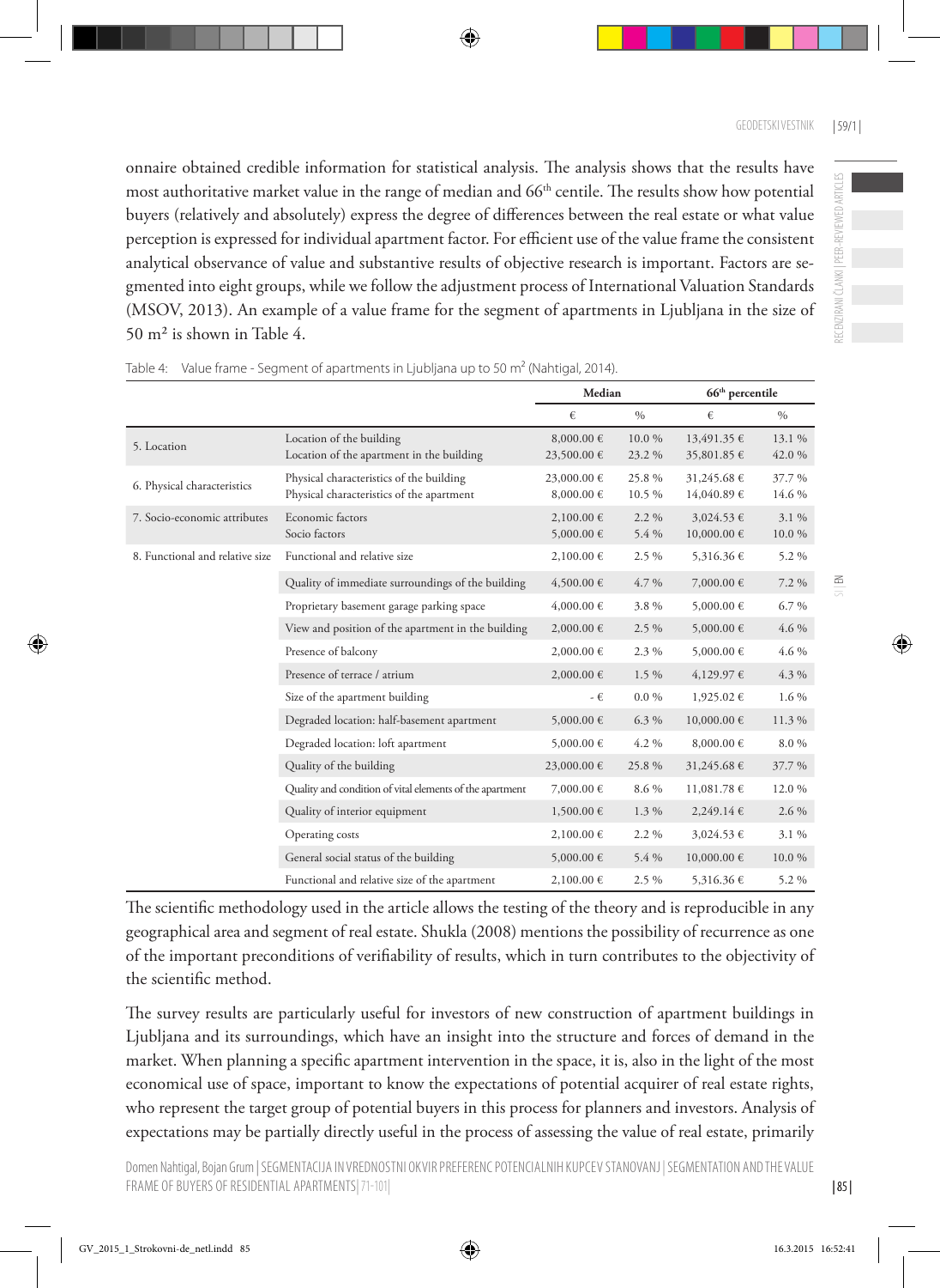onnaire obtained credible information for statistical analysis. The analysis shows that the results have most authoritative market value in the range of median and 66th centile. The results show how potential buyers (relatively and absolutely) express the degree of differences between the real estate or what value perception is expressed for individual apartment factor. For efficient use of the value frame the consistent analytical observance of value and substantive results of objective research is important. Factors are segmented into eight groups, while we follow the adjustment process of International Valuation Standards (MSOV, 2013). An example of a value frame for the segment of apartments in Ljubljana in the size of 50 m² is shown in Table 4.

Table 4: Value frame - Segment of apartments in Ljubljana up to 50 m² (Nahtigal, 2014).

| | | Median | | 66th percentile | |
|---|---|---|---|---|---|
| | | € | % | € | % |
| 5. Location | Location of the building | 8,000.00 € | 10.0 % | 13,491.35 € | 13.1 % |
| | Location of the apartment in the building | 23,500.00 € | 23.2 % | 35,801.85 € | 42.0 % |
| 6. Physical characteristics | Physical characteristics of the building | 23,000.00 € | 25.8 % | 31,245.68 € | 37.7 % |
| | Physical characteristics of the apartment | 8,000.00 € | 10.5 % | 14,040.89 € | 14.6 % |
| 7. Socio-economic attributes | Economic factors | 2,100.00 € | 2.2 % | 3,024.53 € | 3.1 % |
| | Socio factors | 5,000.00 € | 5.4 % | 10,000.00 € | 10.0 % |
| 8. Functional and relative size | Functional and relative size | 2,100.00 € | 2.5 % | 5,316.36 € | 5.2 % |
| | Quality of immediate surroundings of the building | 4,500.00 € | 4.7 % | 7,000.00 € | 7.2 % |
| | Proprietary basement garage parking space | 4,000.00 € | 3.8 % | 5,000.00 € | 6.7 % |
| | View and position of the apartment in the building | 2,000.00 € | 2.5 % | 5,000.00 € | 4.6 % |
| | Presence of balcony | 2,000.00 € | 2.3 % | 5,000.00 € | 4.6 % |
| | Presence of terrace / atrium | 2,000.00 € | 1.5 % | 4,129.97 € | 4.3 % |
| | Size of the apartment building | - € | 0.0 % | 1,925.02 € | 1.6 % |
| | Degraded location: half-basement apartment | 5,000.00 € | 6.3 % | 10,000.00 € | 11.3 % |
| | Degraded location: loft apartment | 5,000.00 € | 4.2 % | 8,000.00 € | 8.0 % |
| | Quality of the building | 23,000.00 € | 25.8 % | 31,245.68 € | 37.7 % |
| | Quality and condition of vital elements of the apartment | 7,000.00 € | 8.6 % | 11,081.78 € | 12.0 % |
| | Quality of interior equipment | 1,500.00 € | 1.3 % | 2,249.14 € | 2.6 % |
| | Operating costs | 2,100.00 € | 2.2 % | 3,024.53 € | 3.1 % |
| | General social status of the building | 5,000.00 € | 5.4 % | 10,000.00 € | 10.0 % |
| | Functional and relative size of the apartment | 2,100.00 € | 2.5 % | 5,316.36 € | 5.2 % |

The scientific methodology used in the article allows the testing of the theory and is reproducible in any geographical area and segment of real estate. Shukla (2008) mentions the possibility of recurrence as one of the important preconditions of verifiability of results, which in turn contributes to the objectivity of the scientific method.

The survey results are particularly useful for investors of new construction of apartment buildings in Ljubljana and its surroundings, which have an insight into the structure and forces of demand in the market. When planning a specific apartment intervention in the space, it is, also in the light of the most economical use of space, important to know the expectations of potential acquirer of real estate rights, who represent the target group of potential buyers in this process for planners and investors. Analysis of expectations may be partially directly useful in the process of assessing the value of real estate, primarily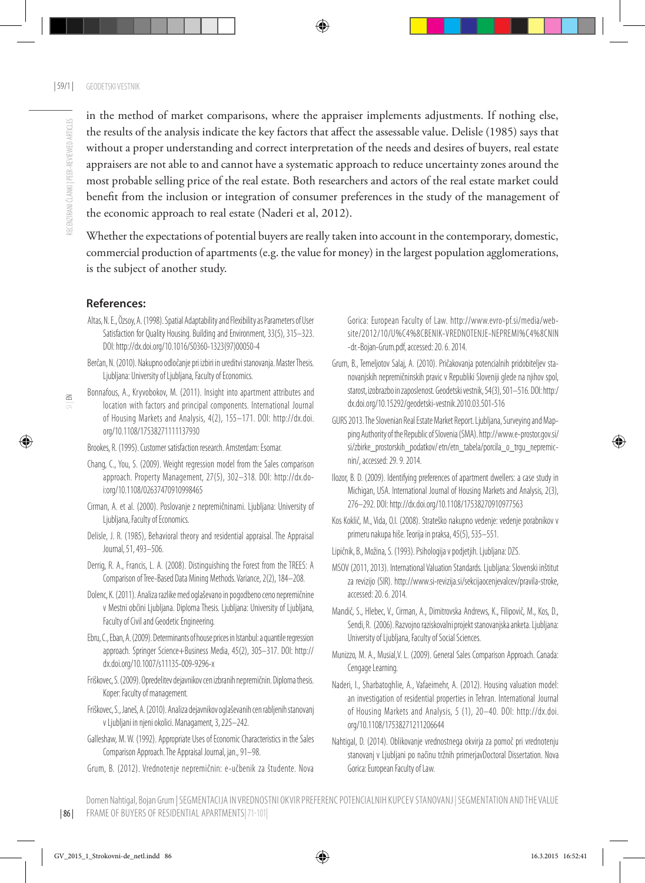in the method of market comparisons, where the appraiser implements adjustments. If nothing else, the results of the analysis indicate the key factors that affect the assessable value. Delisle (1985) says that without a proper understanding and correct interpretation of the needs and desires of buyers, real estate appraisers are not able to and cannot have a systematic approach to reduce uncertainty zones around the most probable selling price of the real estate. Both researchers and actors of the real estate market could benefit from the inclusion or integration of consumer preferences in the study of the management of the economic approach to real estate (Naderi et al, 2012).

Whether the expectations of potential buyers are really taken into account in the contemporary, domestic, commercial production of apartments (e.g. the value for money) in the largest population agglomerations, is the subject of another study.

## References:

Altas, N. E., Özsoy, A. (1998). Spatial Adaptability and Flexibility as Parameters of User Satisfaction for Quality Housing. Building and Environment, 33(5), 315–323. DOI: http://dx.doi.org/10.1016/S0360-1323(97)00050-4

Berčan, N. (2010). Nakupno odločanje pri izbiri in ureditvi stanovanja. Master Thesis. Ljubljana: University of Ljubljana, Faculty of Economics.

Bonnafous, A., Kryvobokov, M. (2011). Insight into apartment attributes and location with factors and principal components. International Journal of Housing Markets and Analysis, 4(2), 155–171. DOI: http://dx.doi.org/10.1108/17538271111137930

Brookes, R. (1995). Customer satisfaction research. Amsterdam: Esomar.

Chang, C., You, S. (2009). Weight regression model from the Sales comparison approach. Property Management, 27(5), 302–318. DOI: http://dx.doi:org/10.1108/02637470910998465

Cirman, A. et al. (2000). Poslovanje z nepremičninami. Ljubljana: University of Ljubljana, Faculty of Economics.

Delisle, J. R. (1985), Behavioral theory and residential appraisal. The Appraisal Journal, 51, 493–506.

Derrig, R. A., Francis, L. A. (2008). Distinguishing the Forest from the TREES: A Comparison of Tree-Based Data Mining Methods. Variance, 2(2), 184–208.

Dolenc, K. (2011). Analiza razlike med oglaševano in pogodbeno ceno nepremičnine v Mestni občini Ljubljana. Diploma Thesis. Ljubljana: University of Ljubljana, Faculty of Civil and Geodetic Engineering.

Ebru, C., Eban, A. (2009). Determinants of house prices in Istanbul: a quantile regression approach. Springer Science+Business Media, 45(2), 305–317. DOI: http://dx.doi.org/10.1007/s11135-009-9296-x

Friškovec, S. (2009). Opredelitev dejavnikov cen izbranih nepremičnin. Diploma thesis. Koper: Faculty of management.

Friškovec, S., Janeš, A. (2010). Analiza dejavnikov oglaševanih cen rabljenih stanovanj v Ljubljani in njeni okolici. Managament, 3, 225–242.

Galleshaw, M. W. (1992). Appropriate Uses of Economic Characteristics in the Sales Comparison Approach. The Appraisal Journal, jan., 91–98.

Grum, B. (2012). Vrednotenje nepremičnin: e-učbenik za študente. Nova Gorica: European Faculty of Law. http://www.evro-pf.si/media/website/2012/10/U%C4%8CBENIK-VREDNOTENJE-NEPREMI%C4%8CNIN-dr.-Bojan-Grum.pdf, accessed: 20. 6. 2014.

Grum, B., Temeljotov Salaj, A. (2010). Pričakovanja potencialnih pridobiteljev stanovanjskih nepremičninskih pravic v Republiki Sloveniji glede na njihov spol, starost, izobrazbo in zaposlenost. Geodetski vestnik, 54(3), 501–516. DOI: http:/dx.doi.org/10.15292/geodetski-vestnik.2010.03.501-516

GURS 2013. The Slovenian Real Estate Market Report. Ljubljana, Surveying and Mapping Authority of the Republic of Slovenia (SMA). http://www.e-prostor.gov.si/si/zbirke_prostorskih_podatkov/ etn/etn_tabela/porcila_o_trgu_nepremicnin/, accessed: 29. 9. 2014.

Ilozor, B. D. (2009). Identifying preferences of apartment dwellers: a case study in Michigan, USA. International Journal of Housing Markets and Analysis, 2(3), 276–292. DOI: http://dx.doi.org/10.1108/17538270910977563

Kos Koklič, M., Vida, O.I. (2008). Strateško nakupno vedenje: vedenje porabnikov v primeru nakupa hiše. Teorija in praksa, 45(5), 535–551.

Lipičnik, B., Možina, S. (1993). Psihologija v podjetjih. Ljubljana: DZS.

MSOV (2011, 2013). International Valuation Standards. Ljubljana: Slovenski inštitut za revizijo (SIR). http://www.si-revizija.si/sekcijaocenjevalcev/pravila-stroke, accessed: 20. 6. 2014.

Mandič, S., Hlebec, V., Cirman, A., Dimitrovska Andrews, K., Filipovič, M., Kos, D., Sendi, R. (2006). Razvojno raziskovalni projekt stanovanjska anketa. Ljubljana: University of Ljubljana, Faculty of Social Sciences.

Munizzo, M. A., Musial,V. L. (2009). General Sales Comparison Approach. Canada: Cengage Learning.

Naderi, I., Sharbatoghlie, A., Vafaeimehr, A. (2012). Housing valuation model: an investigation of residential properties in Tehran. International Journal of Housing Markets and Analysis, 5 (1), 20–40. DOI: http://dx.doi.org/10.1108/17538271211206644

Nahtigal, D. (2014). Oblikovanje vrednostnega okvirja za pomoč pri vrednotenju stanovanj v Ljubljani po načinu tržnih primerjavDoctoral Dissertation. Nova Gorica: European Faculty of Law.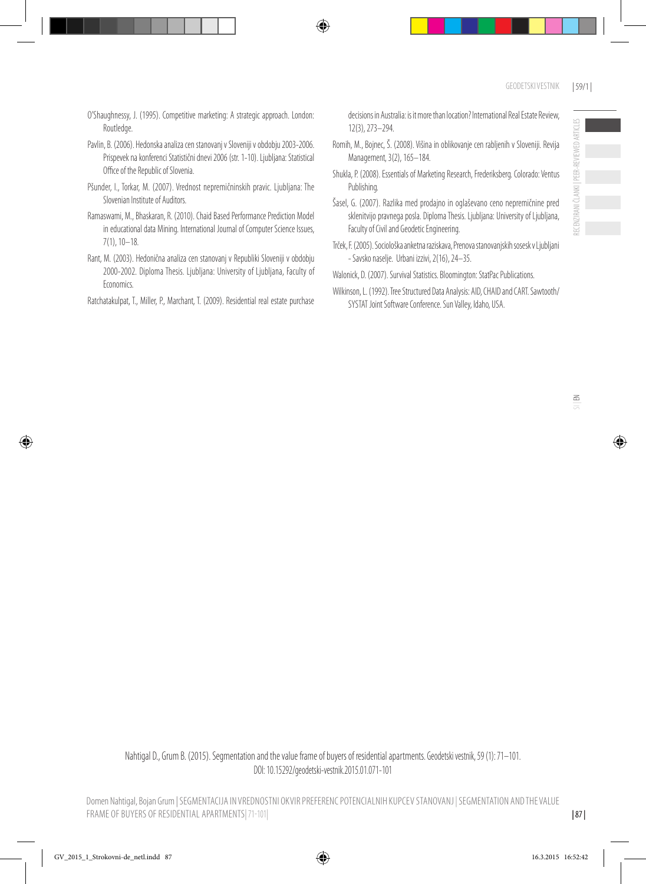O'Shaughnessy, J. (1995). Competitive marketing: A strategic approach. London: Routledge.

Pavlin, B. (2006). Hedonska analiza cen stanovanj v Sloveniji v obdobju 2003-2006. Prispevek na konferenci Statistični dnevi 2006 (str. 1-10). Ljubljana: Statistical Office of the Republic of Slovenia.

Pšunder, I., Torkar, M. (2007). Vrednost nepremičninskih pravic. Ljubljana: The Slovenian Institute of Auditors.

Ramaswami, M., Bhaskaran, R. (2010). Chaid Based Performance Prediction Model in educational data Mining. International Journal of Computer Science Issues, 7(1), 10–18.

Rant, M. (2003). Hedonična analiza cen stanovanj v Republiki Sloveniji v obdobju 2000-2002. Diploma Thesis. Ljubljana: University of Ljubljana, Faculty of Economics.

Ratchatakulpat, T., Miller, P., Marchant, T. (2009). Residential real estate purchase decisions in Australia: is it more than location? International Real Estate Review, 12(3), 273–294.

Romih, M., Bojnec, Š. (2008). Višina in oblikovanje cen rabljenih v Sloveniji. Revija Management, 3(2), 165–184.

Shukla, P. (2008). Essentials of Marketing Research, Frederiksberg. Colorado: Ventus Publishing.

Šasel, G. (2007). Razlika med prodajno in oglaševano ceno nepremičnine pred sklenitvijo pravnega posla. Diploma Thesis. Ljubljana: University of Ljubljana, Faculty of Civil and Geodetic Engineering.

Trček, F. (2005). Sociološka anketna raziskava, Prenova stanovanjskih sosesk v Ljubljani - Savsko naselje. Urbani izzivi, 2(16), 24–35.

Walonick, D. (2007). Survival Statistics. Bloomington: StatPac Publications.

Wilkinson, L. (1992). Tree Structured Data Analysis: AID, CHAID and CART. Sawtooth/ SYSTAT Joint Software Conference. Sun Valley, Idaho, USA.

Nahtigal D., Grum B. (2015). Segmentation and the value frame of buyers of residential apartments. Geodetski vestnik, 59 (1): 71–101. DOI: 10.15292/geodetski-vestnik.2015.01.071-101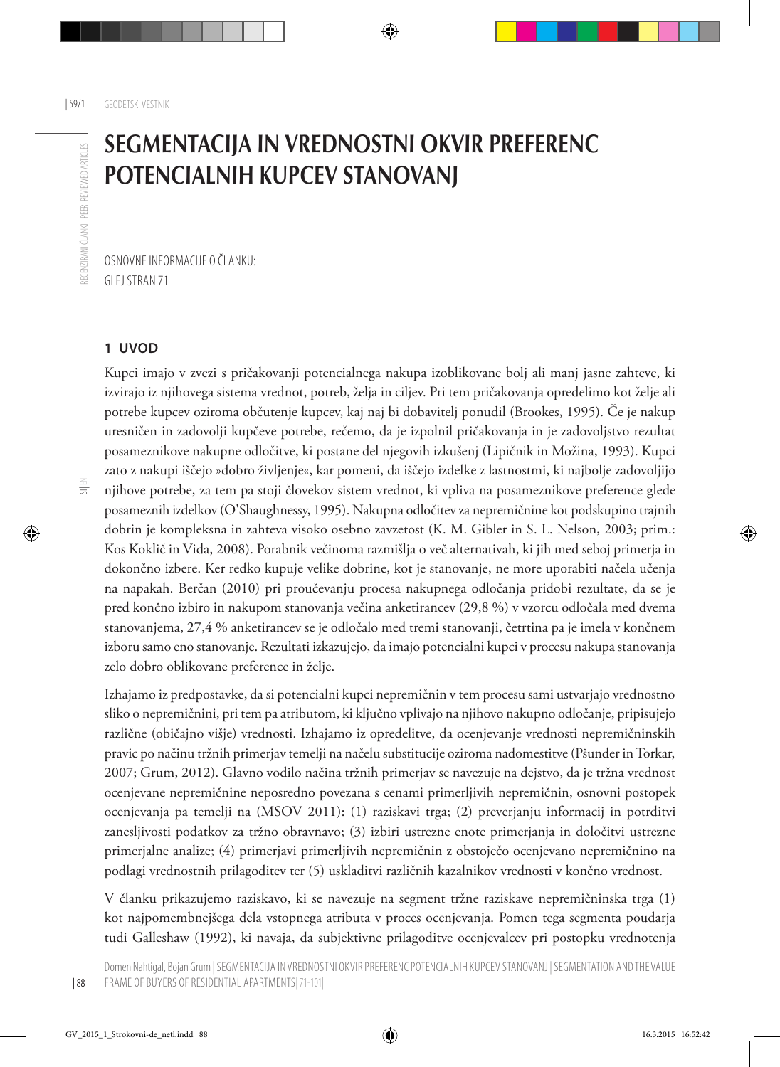# SEGMENTACIJA IN VREDNOSTNI OKVIR PREFERENC POTENCIALNIH KUPCEV STANOVANJ

OSNOVNE INFORMACIJE O ČLANKU:
GLEJ STRAN 71

## 1 UVOD

Kupci imajo v zvezi s pričakovanji potencialnega nakupa izoblikovane bolj ali manj jasne zahteve, ki izvirajo iz njihovega sistema vrednot, potreb, želja in ciljev. Pri tem pričakovanja opredelimo kot želje ali potrebe kupcev oziroma občutenje kupcev, kaj naj bi dobavitelj ponudil (Brookes, 1995). Če je nakup uresničen in zadovolji kupčeve potrebe, rečemo, da je izpolnil pričakovanja in je zadovoljstvo rezultat posameznikove nakupne odločitve, ki postane del njegovih izkušenj (Lipičnik in Možina, 1993). Kupci zato z nakupi iščejo »dobro življenje«, kar pomeni, da iščejo izdelke z lastnostmi, ki najbolje zadovoljijo njihove potrebe, za tem pa stoji človekov sistem vrednot, ki vpliva na posameznikove preference glede posameznih izdelkov (O'Shaughnessy, 1995). Nakupna odločitev za nepremičnine kot podskupino trajnih dobrin je kompleksna in zahteva visoko osebno zavzetost (K. M. Gibler in S. L. Nelson, 2003; prim.: Kos Koklič in Vida, 2008). Porabnik večinoma razmišlja o več alternativah, ki jih med seboj primerja in dokončno izbere. Ker redko kupuje velike dobrine, kot je stanovanje, ne more uporabiti načela učenja na napakah. Berčan (2010) pri proučevanju procesa nakupnega odločanja pridobi rezultate, da se je pred končno izbiro in nakupom stanovanja večina anketirancev (29,8 %) v vzorcu odločala med dvema stanovanjema, 27,4 % anketirancev se je odločalo med tremi stanovanji, četrtina pa je imela v končnem izboru samo eno stanovanje. Rezultati izkazujejo, da imajo potencialni kupci v procesu nakupa stanovanja zelo dobro oblikovane preference in želje.

Izhajamo iz predpostavke, da si potencialni kupci nepremičnin v tem procesu sami ustvarjajo vrednostno sliko o nepremičnini, pri tem pa atributom, ki ključno vplivajo na njihovo nakupno odločanje, pripisujejo različne (običajno višje) vrednosti. Izhajamo iz opredelitve, da ocenjevanje vrednosti nepremičninskih pravic po načinu tržnih primerjav temelji na načelu substitucije oziroma nadomestitve (Pšunder in Torkar, 2007; Grum, 2012). Glavno vodilo načina tržnih primerjav se navezuje na dejstvo, da je tržna vrednost ocenjevane nepremičnine neposredno povezana s cenami primerljivih nepremičnin, osnovni postopek ocenjevanja pa temelji na (MSOV 2011): (1) raziskavi trga; (2) preverjanju informacij in potrditvi zanesljivosti podatkov za tržno obravnavo; (3) izbiri ustrezne enote primerjanja in določitvi ustrezne primerjalne analize; (4) primerjavi primerljivih nepremičnin z obstoječo ocenjevano nepremičnino na podlagi vrednostnih prilagoditev ter (5) uskladitvi različnih kazalnikov vrednosti v končno vrednost.

V članku prikazujemo raziskavo, ki se navezuje na segment tržne raziskave nepremičninska trga (1) kot najpomembnejšega dela vstopnega atributa v proces ocenjevanja. Pomen tega segmenta poudarja tudi Galleshaw (1992), ki navaja, da subjektivne prilagoditve ocenjevalcev pri postopku vrednotenja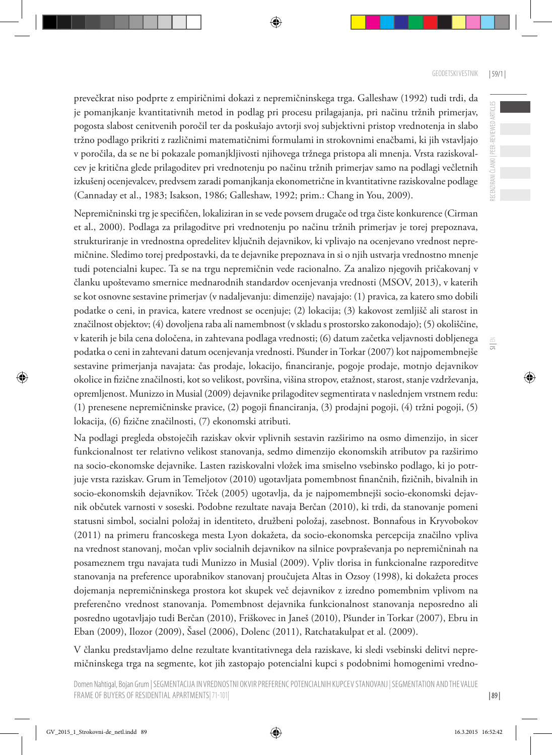prevečkrat niso podprte z empiričnimi dokazi z nepremičninskega trga. Galleshaw (1992) tudi trdi, da je pomanjkanje kvantitativnih metod in podlag pri procesu prilagajanja, pri načinu tržnih primerjav, pogosta slabost cenitvenih poročil ter da poskušajo avtorji svoj subjektivni pristop vrednotenja in slabo tržno podlago prikriti z različnimi matematičnimi formulami in strokovnimi enačbami, ki jih vstavljajo v poročila, da se ne bi pokazale pomanjkljivosti njihovega tržnega pristopa ali mnenja. Vrsta raziskovalcev je kritična glede prilagoditev pri vrednotenju po načinu tržnih primerjav samo na podlagi večletnih izkušenj ocenjevalcev, predvsem zaradi pomanjkanja ekonometrične in kvantitativne raziskovalne podlage (Cannaday et al., 1983; Isakson, 1986; Galleshaw, 1992; prim.: Chang in You, 2009).

Nepremičninski trg je specifičen, lokaliziran in se vede povsem drugače od trga čiste konkurence (Cirman et al., 2000). Podlaga za prilagoditve pri vrednotenju po načinu tržnih primerjav je torej prepoznava, strukturiranje in vrednostna opredelitev ključnih dejavnikov, ki vplivajo na ocenjevano vrednost nepremičnine. Sledimo torej predpostavki, da te dejavnike prepoznava in si o njih ustvarja vrednostno mnenje tudi potencialni kupec. Ta se na trgu nepremičnin vede racionalno. Za analizo njegovih pričakovanj v članku upoštevamo smernice mednarodnih standardov ocenjevanja vrednosti (MSOV, 2013), v katerih se kot osnovne sestavine primerjav (v nadaljevanju: dimenzije) navajajo: (1) pravica, za katero smo dobili podatke o ceni, in pravica, katere vrednost se ocenjuje; (2) lokacija; (3) kakovost zemljišč ali starost in značilnost objektov; (4) dovoljena raba ali namembnost (v skladu s prostorsko zakonodajo); (5) okoliščine, v katerih je bila cena določena, in zahtevana podlaga vrednosti; (6) datum začetka veljavnosti dobljenega podatka o ceni in zahtevani datum ocenjevanja vrednosti. Pšunder in Torkar (2007) kot najpomembnejše sestavine primerjanja navajata: čas prodaje, lokacijo, financiranje, pogoje prodaje, motnjo dejavnikov okolice in fizične značilnosti, kot so velikost, površina, višina stropov, etažnost, starost, stanje vzdrževanja, opremljenost. Munizzo in Musial (2009) dejavnike prilagoditev segmentirata v naslednjem vrstnem redu: (1) prenesene nepremičninske pravice, (2) pogoji financiranja, (3) prodajni pogoji, (4) tržni pogoji, (5) lokacija, (6) fizične značilnosti, (7) ekonomski atributi.

Na podlagi pregleda obstoječih raziskav okvir vplivnih sestavin razširimo na osmo dimenzijo, in sicer funkcionalnost ter relativno velikost stanovanja, sedmo dimenzijo ekonomskih atributov pa razširimo na socio-ekonomske dejavnike. Lasten raziskovalni vložek ima smiselno vsebinsko podlago, ki jo potrjuje vrsta raziskav. Grum in Temeljotov (2010) ugotavljata pomembnost finančnih, fizičnih, bivalnih in socio-ekonomskih dejavnikov. Trček (2005) ugotavlja, da je najpomembnejši socio-ekonomski dejavnik občutek varnosti v soseski. Podobne rezultate navaja Berčan (2010), ki trdi, da stanovanje pomeni statusni simbol, socialni položaj in identiteto, družbeni položaj, zasebnost. Bonnafous in Kryvobokov (2011) na primeru francoskega mesta Lyon dokažeta, da socio-ekonomska percepcija značilno vpliva na vrednost stanovanj, močan vpliv socialnih dejavnikov na silnice povpraševanja po nepremičninah na posameznem trgu navajata tudi Munizzo in Musial (2009). Vpliv tlorisa in funkcionalne razporeditve stanovanja na preference uporabnikov stanovanj proučujeta Altas in Ozsoy (1998), ki dokažeta proces dojemanja nepremičninskega prostora kot skupek več dejavnikov z izredno pomembnim vplivom na preferenčno vrednost stanovanja. Pomembnost dejavnika funkcionalnost stanovanja neposredno ali posredno ugotavljajo tudi Berčan (2010), Friškovec in Janeš (2010), Pšunder in Torkar (2007), Ebru in Eban (2009), Ilozor (2009), Šasel (2006), Dolenc (2011), Ratchatakulpat et al. (2009).

V članku predstavljamo delne rezultate kvantitativnega dela raziskave, ki sledi vsebinski delitvi nepremičninskega trga na segmente, kot jih zastopajo potencialni kupci s podobnimi homogenimi vredno-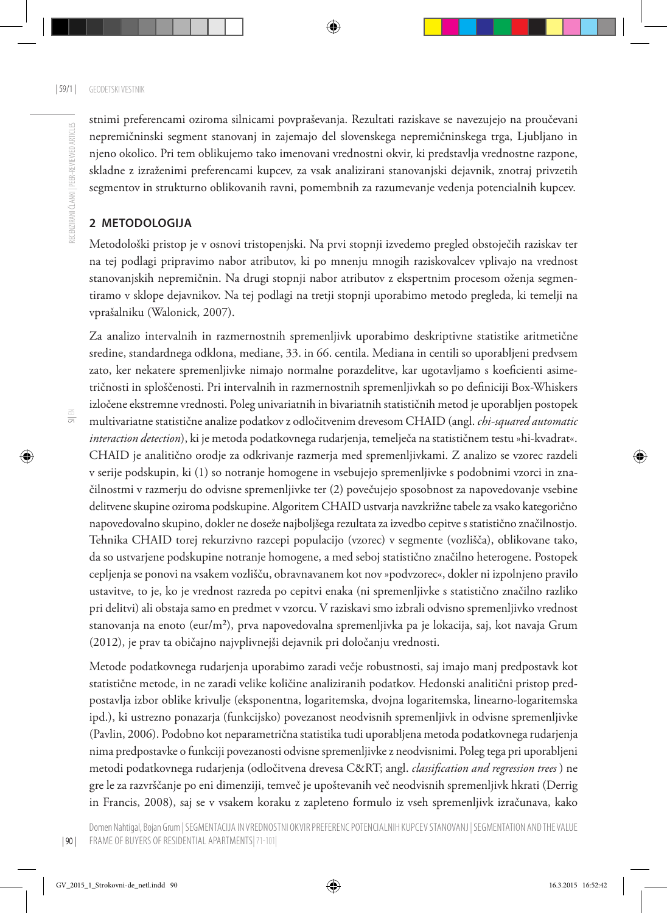stnimi preferencami oziroma silnicami povpraševanja. Rezultati raziskave se navezujejo na proučevani nepremičninski segment stanovanj in zajemajo del slovenskega nepremičninskega trga, Ljubljano in njeno okolico. Pri tem oblikujemo tako imenovani vrednostni okvir, ki predstavlja vrednostne razpone, skladne z izraženimi preferencami kupcev, za vsak analizirani stanovanjski dejavnik, znotraj privzetih segmentov in strukturno oblikovanih ravni, pomembnih za razumevanje vedenja potencialnih kupcev.

## 2 METODOLOGIJA

Metodološki pristop je v osnovi tristopenjski. Na prvi stopnji izvedemo pregled obstoječih raziskav ter na tej podlagi pripravimo nabor atributov, ki po mnenju mnogih raziskovalcev vplivajo na vrednost stanovanjskih nepremičnin. Na drugi stopnji nabor atributov z ekspertnim procesom oženja segmentiramo v sklope dejavnikov. Na tej podlagi na tretji stopnji uporabimo metodo pregleda, ki temelji na vprašalniku (Walonick, 2007).

Za analizo intervalnih in razmernostnih spremenljivk uporabimo deskriptivne statistike aritmetične sredine, standardnega odklona, mediane, 33. in 66. centila. Mediana in centili so uporabljeni predvsem zato, ker nekatere spremenljivke nimajo normalne porazdelitve, kar ugotavljamo s koeficienti asimetričnosti in sploščenosti. Pri intervalnih in razmernostnih spremenljivkah so po definiciji Box-Whiskers izločene ekstremne vrednosti. Poleg univariatnih in bivariatnih statističnih metod je uporabljen postopek multivariatne statistične analize podatkov z odločitvenim drevesom CHAID (angl. *chi-squared automatic interaction detection*), ki je metoda podatkovnega rudarjenja, temelječa na statističnem testu »hi-kvadrat«. CHAID je analitično orodje za odkrivanje razmerja med spremenljivkami. Z analizo se vzorec razdeli v serije podskupin, ki (1) so notranje homogene in vsebujejo spremenljivke s podobnimi vzorci in značilnostmi v razmerju do odvisne spremenljivke ter (2) povečujejo sposobnost za napovedovanje vsebine delitvene skupine oziroma podskupine. Algoritem CHAID ustvarja navzkrižne tabele za vsako kategorično napovedovalno skupino, dokler ne doseže najboljšega rezultata za izvedbo cepitve s statistično značilnostjo. Tehnika CHAID torej rekurzivno razcepi populacijo (vzorec) v segmente (vozlišča), oblikovane tako, da so ustvarjene podskupine notranje homogene, a med seboj statistično značilno heterogene. Postopek cepljenja se ponovi na vsakem vozlišču, obravnavanem kot nov »podvzorec«, dokler ni izpolnjeno pravilo ustavitve, to je, ko je vrednost razreda po cepitvi enaka (ni spremenljivke s statistično značilno razliko pri delitvi) ali obstaja samo en predmet v vzorcu. V raziskavi smo izbrali odvisno spremenljivko vrednost stanovanja na enoto (eur/m²), prva napovedovalna spremenljivka pa je lokacija, saj, kot navaja Grum (2012), je prav ta običajno najvplivnejši dejavnik pri določanju vrednosti.

Metode podatkovnega rudarjenja uporabimo zaradi večje robustnosti, saj imajo manj predpostavk kot statistične metode, in ne zaradi velike količine analiziranih podatkov. Hedonski analitični pristop predpostavlja izbor oblike krivulje (eksponentna, logaritemska, dvojna logaritemska, linearno-logaritemska ipd.), ki ustrezno ponazarja (funkcijsko) povezanost neodvisnih spremenljivk in odvisne spremenljivke (Pavlin, 2006). Podobno kot neparametrična statistika tudi uporabljena metoda podatkovnega rudarjenja nima predpostavke o funkciji povezanosti odvisne spremenljivke z neodvisnimi. Poleg tega pri uporabljeni metodi podatkovnega rudarjenja (odločitvena drevesa C&RT; angl. *classification and regression trees* ) ne gre le za razvrščanje po eni dimenziji, temveč je upoštevanih več neodvisnih spremenljivk hkrati (Derrig in Francis, 2008), saj se v vsakem koraku z zapleteno formulo iz vseh spremenljivk izračunava, kako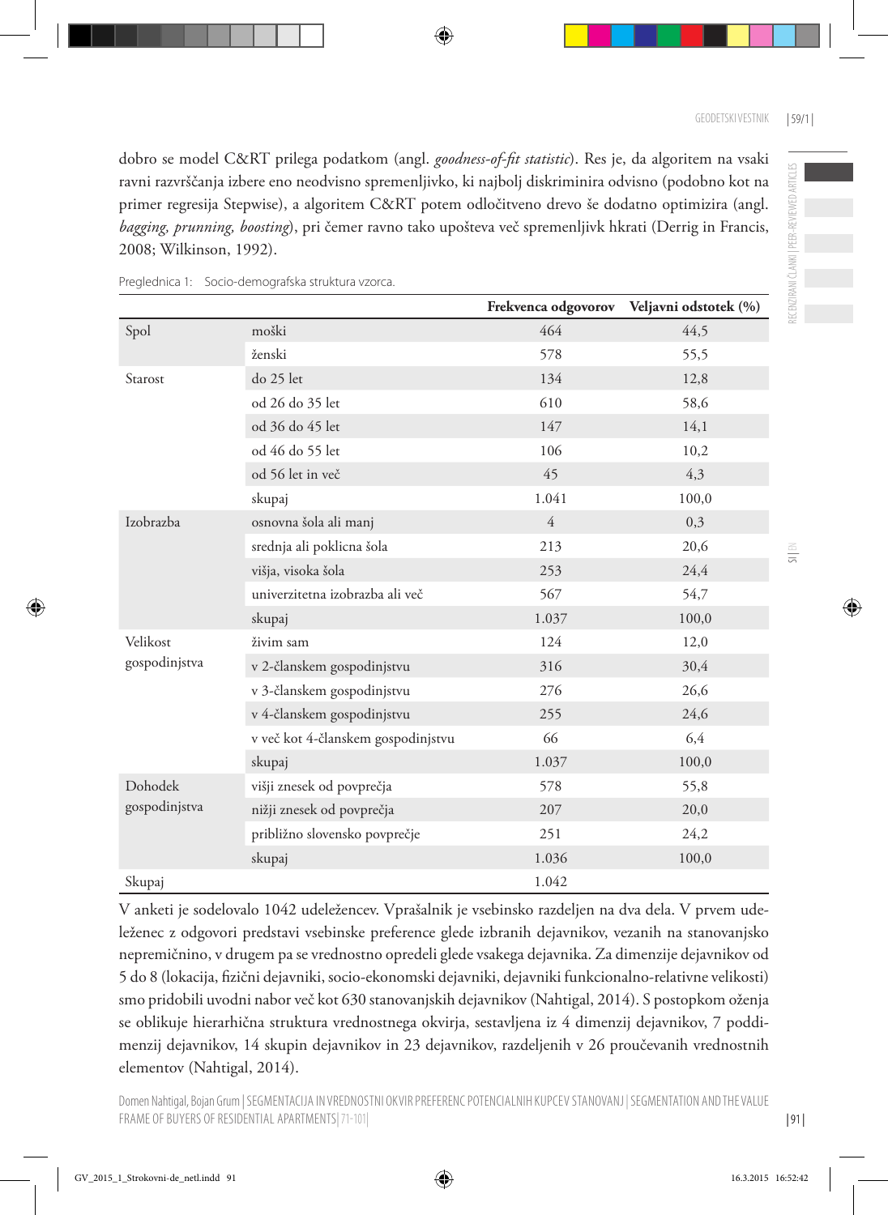dobro se model C&RT prilega podatkom (angl. *goodness-of-fit statistic*). Res je, da algoritem na vsaki ravni razvrščanja izbere eno neodvisno spremenljivko, ki najbolj diskriminira odvisno (podobno kot na primer regresija Stepwise), a algoritem C&RT potem odločitveno drevo še dodatno optimizira (angl. *bagging, prunning, boosting*), pri čemer ravno tako upošteva več spremenljivk hkrati (Derrig in Francis, 2008; Wilkinson, 1992).

Preglednica 1: Socio-demografska struktura vzorca.

| | | Frekvenca odgovorov | Veljavni odstotek (%) |
|---|---|---|---|
| Spol | moški | 464 | 44,5 |
| | ženski | 578 | 55,5 |
| Starost | do 25 let | 134 | 12,8 |
| | od 26 do 35 let | 610 | 58,6 |
| | od 36 do 45 let | 147 | 14,1 |
| | od 46 do 55 let | 106 | 10,2 |
| | od 56 let in več | 45 | 4,3 |
| | skupaj | 1.041 | 100,0 |
| Izobrazba | osnovna šola ali manj | 4 | 0,3 |
| | srednja ali poklicna šola | 213 | 20,6 |
| | višja, visoka šola | 253 | 24,4 |
| | univerzitetna izobrazba ali več | 567 | 54,7 |
| | skupaj | 1.037 | 100,0 |
| Velikost gospodinjstva | živim sam | 124 | 12,0 |
| | v 2-članskem gospodinjstvu | 316 | 30,4 |
| | v 3-članskem gospodinjstvu | 276 | 26,6 |
| | v 4-članskem gospodinjstvu | 255 | 24,6 |
| | v več kot 4-članskem gospodinjstvu | 66 | 6,4 |
| | skupaj | 1.037 | 100,0 |
| Dohodek gospodinjstva | višji znesek od povprečja | 578 | 55,8 |
| | nižji znesek od povprečja | 207 | 20,0 |
| | približno slovensko povprečje | 251 | 24,2 |
| | skupaj | 1.036 | 100,0 |
| Skupaj | | 1.042 | |

V anketi je sodelovalo 1042 udeležencev. Vprašalnik je vsebinsko razdeljen na dva dela. V prvem udeleženec z odgovori predstavi vsebinske preference glede izbranih dejavnikov, vezanih na stanovanjsko nepremičnino, v drugem pa se vrednostno opredeli glede vsakega dejavnika. Za dimenzije dejavnikov od 5 do 8 (lokacija, fizični dejavniki, socio-ekonomski dejavniki, dejavniki funkcionalno-relativne velikosti) smo pridobili uvodni nabor več kot 630 stanovanjskih dejavnikov (Nahtigal, 2014). S postopkom oženja se oblikuje hierarhična struktura vrednostnega okvirja, sestavljena iz 4 dimenzij dejavnikov, 7 poddimenzij dejavnikov, 14 skupin dejavnikov in 23 dejavnikov, razdeljenih v 26 proučevanih vrednostnih elementov (Nahtigal, 2014).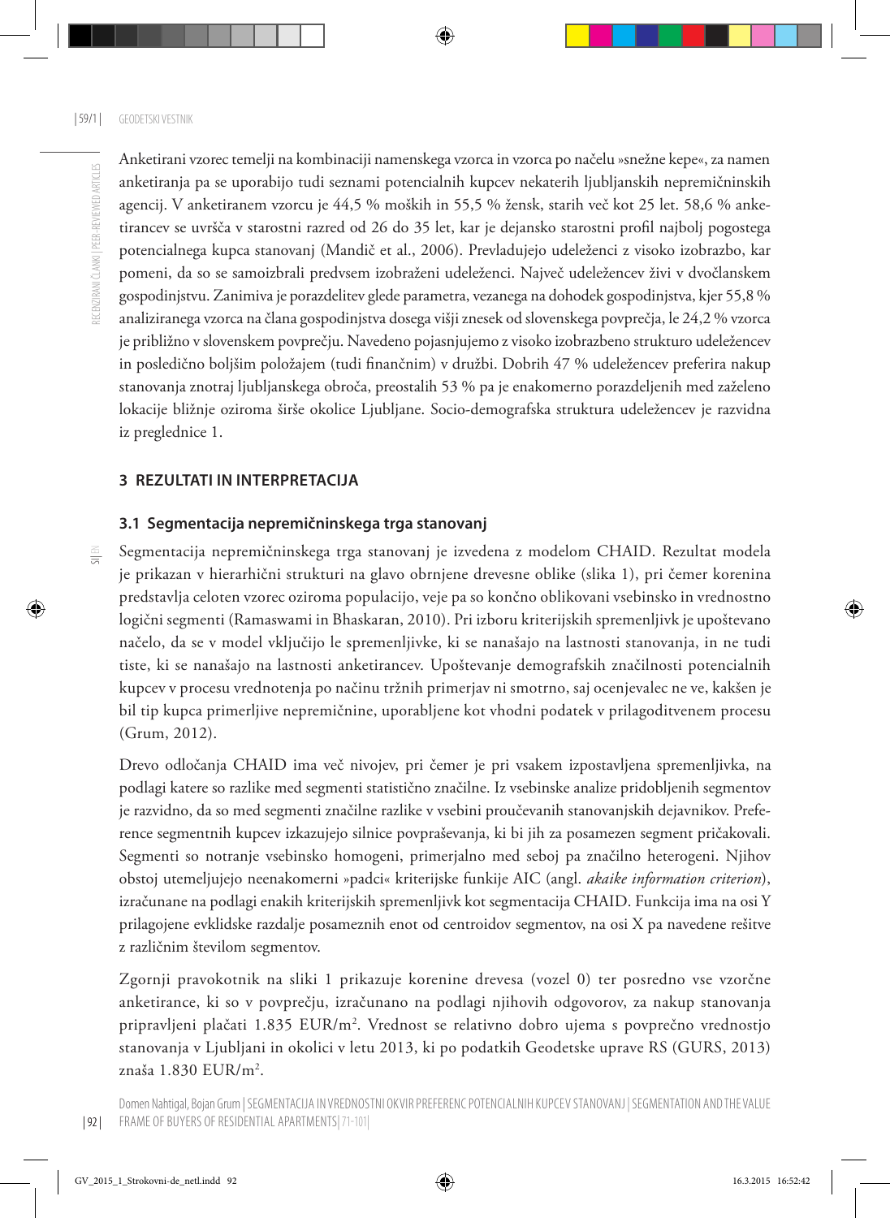Anketirani vzorec temelji na kombinaciji namenskega vzorca in vzorca po načelu »snežne kepe«, za namen anketiranja pa se uporabijo tudi seznami potencialnih kupcev nekaterih ljubljanskih nepremičninskih agencij. V anketiranem vzorcu je 44,5 % moških in 55,5 % žensk, starih več kot 25 let. 58,6 % anketirancev se uvršča v starostni razred od 26 do 35 let, kar je dejansko starostni profil najbolj pogostega potencialnega kupca stanovanj (Mandič et al., 2006). Prevladujejo udeleženci z visoko izobrazbo, kar pomeni, da so se samoizbrali predvsem izobraženi udeleženci. Največ udeležencev živi v dvočlanskem gospodinjstvu. Zanimiva je porazdelitev glede parametra, vezanega na dohodek gospodinjstva, kjer 55,8 % analiziranega vzorca na člana gospodinjstva dosega višji znesek od slovenskega povprečja, le 24,2 % vzorca je približno v slovenskem povprečju. Navedeno pojasnjujemo z visoko izobrazbeno strukturo udeležencev in posledično boljšim položajem (tudi finančnim) v družbi. Dobrih 47 % udeležencev preferira nakup stanovanja znotraj ljubljanskega obroča, preostalih 53 % pa je enakomerno porazdeljenih med zaželeno lokacije bližnje oziroma širše okolice Ljubljane. Socio-demografska struktura udeležencev je razvidna iz preglednice 1.

## 3 REZULTATI IN INTERPRETACIJA

### 3.1 Segmentacija nepremičninskega trga stanovanj

Segmentacija nepremičninskega trga stanovanj je izvedena z modelom CHAID. Rezultat modela je prikazan v hierarhični strukturi na glavo obrnjene drevesne oblike (slika 1), pri čemer korenina predstavlja celoten vzorec oziroma populacijo, veje pa so končno oblikovani vsebinsko in vrednostno logični segmenti (Ramaswami in Bhaskaran, 2010). Pri izboru kriterijskih spremenljivk je upoštevano načelo, da se v model vključijo le spremenljivke, ki se nanašajo na lastnosti stanovanja, in ne tudi tiste, ki se nanašajo na lastnosti anketirancev. Upoštevanje demografskih značilnosti potencialnih kupcev v procesu vrednotenja po načinu tržnih primerjav ni smotrno, saj ocenjevalec ne ve, kakšen je bil tip kupca primerljive nepremičnine, uporabljene kot vhodni podatek v prilagoditvenem procesu (Grum, 2012).

Drevo odločanja CHAID ima več nivojev, pri čemer je pri vsakem izpostavljena spremenljivka, na podlagi katere so razlike med segmenti statistično značilne. Iz vsebinske analize pridobljenih segmentov je razvidno, da so med segmenti značilne razlike v vsebini proučevanih stanovanjskih dejavnikov. Preference segmentnih kupcev izkazujejo silnice povpraševanja, ki bi jih za posamezen segment pričakovali. Segmenti so notranje vsebinsko homogeni, primerjalno med seboj pa značilno heterogeni. Njihov obstoj utemeljujejo neenakomerni »padci« kriterijske funkije AIC (angl. *akaike information criterion*), izračunane na podlagi enakih kriterijskih spremenljivk kot segmentacija CHAID. Funkcija ima na osi Y prilagojene evklidske razdalje posameznih enot od centroidov segmentov, na osi X pa navedene rešitve z različnim številom segmentov.

Zgornji pravokotnik na sliki 1 prikazuje korenine drevesa (vozel 0) ter posredno vse vzorčne anketirance, ki so v povprečju, izračunano na podlagi njihovih odgovorov, za nakup stanovanja pripravljeni plačati 1.835 EUR/m$^2$. Vrednost se relativno dobro ujema s povprečno vrednostjo stanovanja v Ljubljani in okolici v letu 2013, ki po podatkih Geodetske uprave RS (GURS, 2013) znaša 1.830 EUR/m$^2$.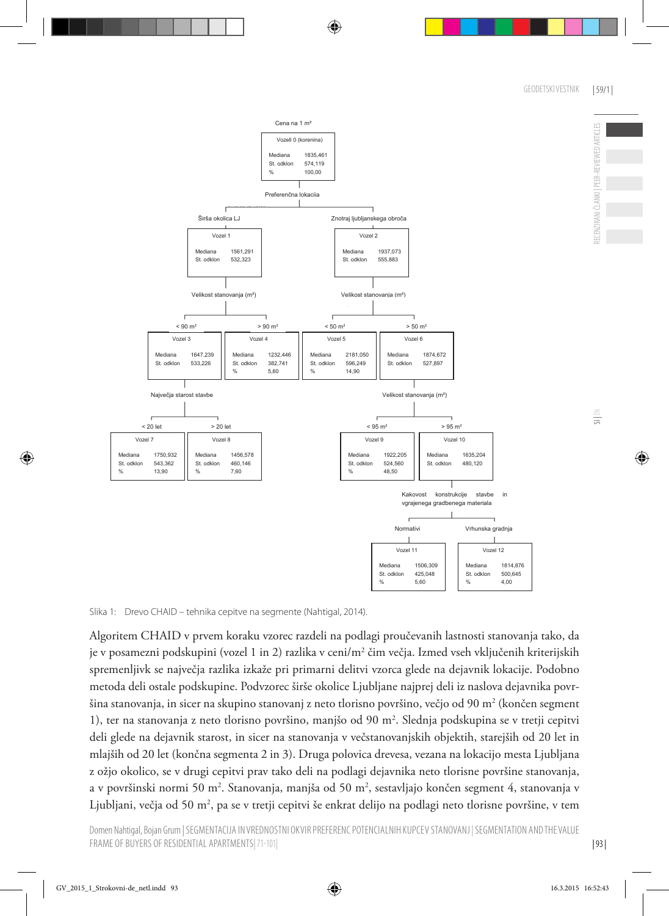Cena na 1 m²

- **Vozel 0 (korenina)** — Mediana 1835,461; St. odklon 574,119; % 100,00
  - Preferenčna lokacija
    - **Širša okolica LJ** — Vozel 1 — Mediana 1561,291; St. odklon 532,323
      - Velikost stanovanja (m²)
        - **< 90 m²** — Vozel 3 — Mediana 1647,239; St. odklon 533,226
          - Največja starost stavbe
            - **< 20 let** — Vozel 7 — Mediana 1750,932; St. odklon 543,362; % 13,90
            - **> 20 let** — Vozel 8 — Mediana 1456,578; St. odklon 460,146; % 7,60
        - **> 90 m²** — Vozel 4 — Mediana 1232,446; St. odklon 382,741; % 5,60
    - **Znotraj ljubljanskega obroča** — Vozel 2 — Mediana 1937,073; St. odklon 555,883
      - Velikost stanovanja (m²)
        - **< 50 m²** — Vozel 5 — Mediana 2181,050; St. odklon 596,249; % 14,90
        - **> 50 m²** — Vozel 6 — Mediana 1874,672; St. odklon 527,897
          - Velikost stanovanja (m²)
            - **< 95 m²** — Vozel 9 — Mediana 1922,205; St. odklon 524,560; % 48,50
            - **> 95 m²** — Vozel 10 — Mediana 1635,204; St. odklon 480,120
              - Kakovost konstrukcije stavbe in vgrajenega gradbenega materiala
                - **Normativi** — Vozel 11 — Mediana 1506,309; St. odklon 425,048; % 5,60
                - **Vrhunska gradnja** — Vozel 12 — Mediana 1814,876; St. odklon 500,645; % 4,00

Slika 1: Drevo CHAID – tehnika cepitve na segmente (Nahtigal, 2014).

Algoritem CHAID v prvem koraku vzorec razdeli na podlagi proučevanih lastnosti stanovanja tako, da je v posamezni podskupini (vozel 1 in 2) razlika v ceni/m² čim večja. Izmed vseh vključenih kriterijskih spremenljivk se največja razlika izkaže pri primarni delitvi vzorca glede na dejavnik lokacije. Podobno metoda deli ostale podskupine. Podvzorec širše okolice Ljubljane najprej deli iz naslova dejavnika površina stanovanja, in sicer na skupino stanovanj z neto tlorisno površino, večjo od 90 m² (končen segment 1), ter na stanovanja z neto tlorisno površino, manjšo od 90 m². Slednja podskupina se v tretji cepitvi deli glede na dejavnik starost, in sicer na stanovanja v večstanovanjskih objektih, starejših od 20 let in mlajših od 20 let (končna segmenta 2 in 3). Druga polovica drevesa, vezana na lokacijo mesta Ljubljana z ožjo okolico, se v drugi cepitvi prav tako deli na podlagi dejavnika neto tlorisne površine stanovanja, a v površinski normi 50 m². Stanovanja, manjša od 50 m², sestavljajo končen segment 4, stanovanja v Ljubljani, večja od 50 m², pa se v tretji cepitvi še enkrat delijo na podlagi neto tlorisne površine, v tem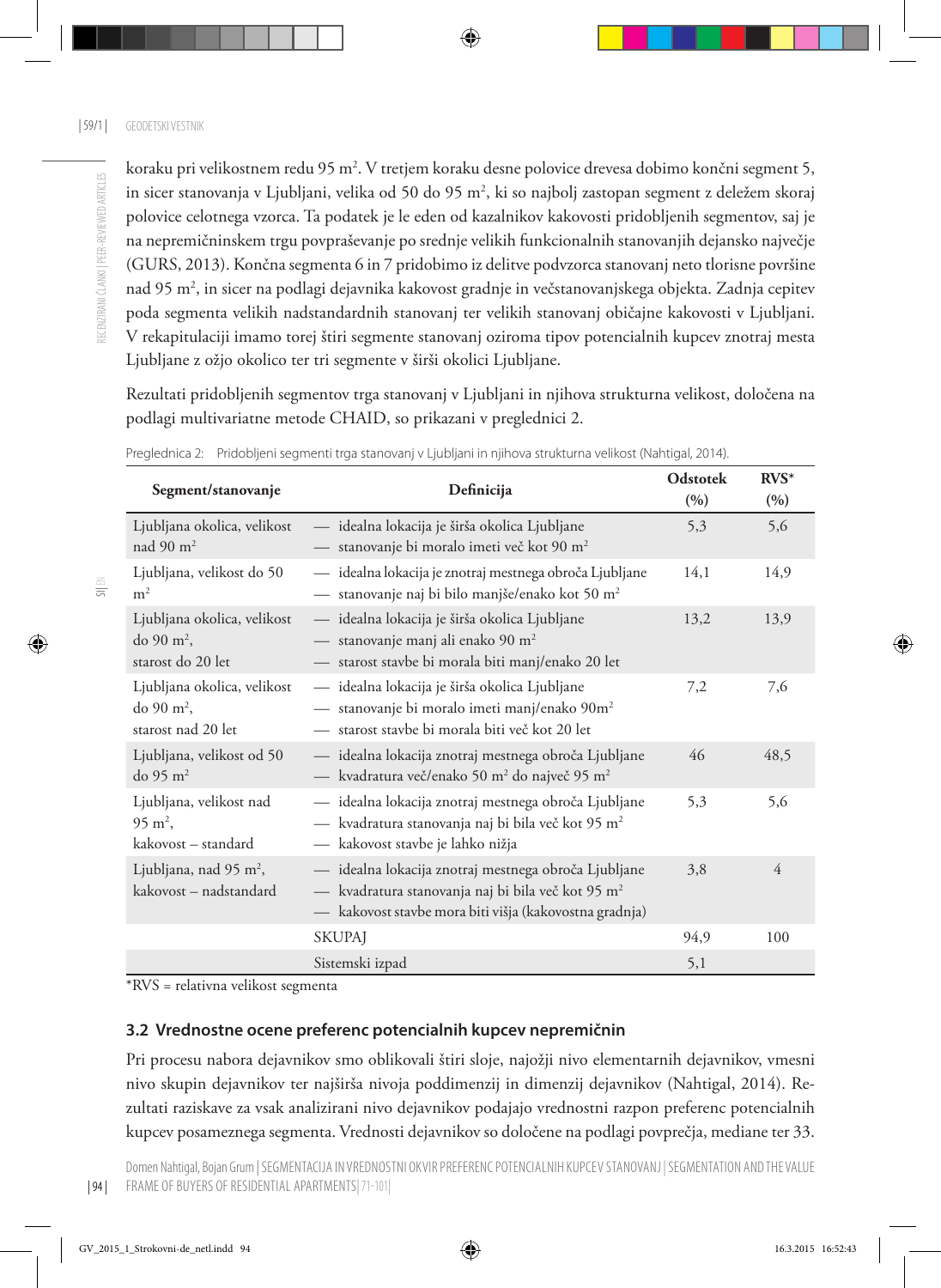koraku pri velikostnem redu 95 m$^2$. V tretjem koraku desne polovice drevesa dobimo končni segment 5, in sicer stanovanja v Ljubljani, velika od 50 do 95 m$^2$, ki so najbolj zastopan segment z deležem skoraj polovice celotnega vzorca. Ta podatek je le eden od kazalnikov kakovosti pridobljenih segmentov, saj je na nepremičninskem trgu povpraševanje po srednje velikih funkcionalnih stanovanjih dejansko največje (GURS, 2013). Končna segmenta 6 in 7 pridobimo iz delitve podvzorca stanovanj neto tlorisne površine nad 95 m$^2$, in sicer na podlagi dejavnika kakovost gradnje in večstanovanjskega objekta. Zadnja cepitev poda segmenta velikih nadstandardnih stanovanj ter velikih stanovanj običajne kakovosti v Ljubljani. V rekapitulaciji imamo torej štiri segmente stanovanj oziroma tipov potencialnih kupcev znotraj mesta Ljubljane z ožjo okolico ter tri segmente v širši okolici Ljubljane.

Rezultati pridobljenih segmentov trga stanovanj v Ljubljani in njihova strukturna velikost, določena na podlagi multivariatne metode CHAID, so prikazani v preglednici 2.

Preglednica 2: Pridobljeni segmenti trga stanovanj v Ljubljani in njihova strukturna velikost (Nahtigal, 2014).

| Segment/stanovanje | Definicija | Odstotek (%) | RVS* (%) |
|---|---|---|---|
| Ljubljana okolica, velikost nad 90 m$^2$ | — idealna lokacija je širša okolica Ljubljane<br>— stanovanje bi moralo imeti več kot 90 m$^2$ | 5,3 | 5,6 |
| Ljubljana, velikost do 50 m$^2$ | — idealna lokacija je znotraj mestnega obroča Ljubljane<br>— stanovanje naj bi bilo manjše/enako kot 50 m$^2$ | 14,1 | 14,9 |
| Ljubljana okolica, velikost do 90 m$^2$, starost do 20 let | — idealna lokacija je širša okolica Ljubljane<br>— stanovanje manj ali enako 90 m$^2$<br>— starost stavbe bi morala biti manj/enako 20 let | 13,2 | 13,9 |
| Ljubljana okolica, velikost do 90 m$^2$, starost nad 20 let | — idealna lokacija je širša okolica Ljubljane<br>— stanovanje bi moralo imeti manj/enako 90m$^2$<br>— starost stavbe bi morala biti več kot 20 let | 7,2 | 7,6 |
| Ljubljana, velikost od 50 do 95 m$^2$ | — idealna lokacija znotraj mestnega obroča Ljubljane<br>— kvadratura več/enako 50 m$^2$ do največ 95 m$^2$ | 46 | 48,5 |
| Ljubljana, velikost nad 95 m$^2$, kakovost – standard | — idealna lokacija znotraj mestnega obroča Ljubljane<br>— kvadratura stanovanja naj bi bila več kot 95 m$^2$<br>— kakovost stavbe je lahko nižja | 5,3 | 5,6 |
| Ljubljana, nad 95 m$^2$, kakovost – nadstandard | — idealna lokacija znotraj mestnega obroča Ljubljane<br>— kvadratura stanovanja naj bi bila več kot 95 m$^2$<br>— kakovost stavbe mora biti višja (kakovostna gradnja) | 3,8 | 4 |
| | SKUPAJ | 94,9 | 100 |
| | Sistemski izpad | 5,1 | |

*RVS = relativna velikost segmenta

### 3.2 Vrednostne ocene preferenc potencialnih kupcev nepremičnin

Pri procesu nabora dejavnikov smo oblikovali štiri sloje, najožji nivo elementarnih dejavnikov, vmesni nivo skupin dejavnikov ter najširša nivoja poddimenzij in dimenzij dejavnikov (Nahtigal, 2014). Rezultati raziskave za vsak analizirani nivo dejavnikov podajajo vrednostni razpon preferenc potencialnih kupcev posameznega segmenta. Vrednosti dejavnikov so določene na podlagi povprečja, mediane ter 33.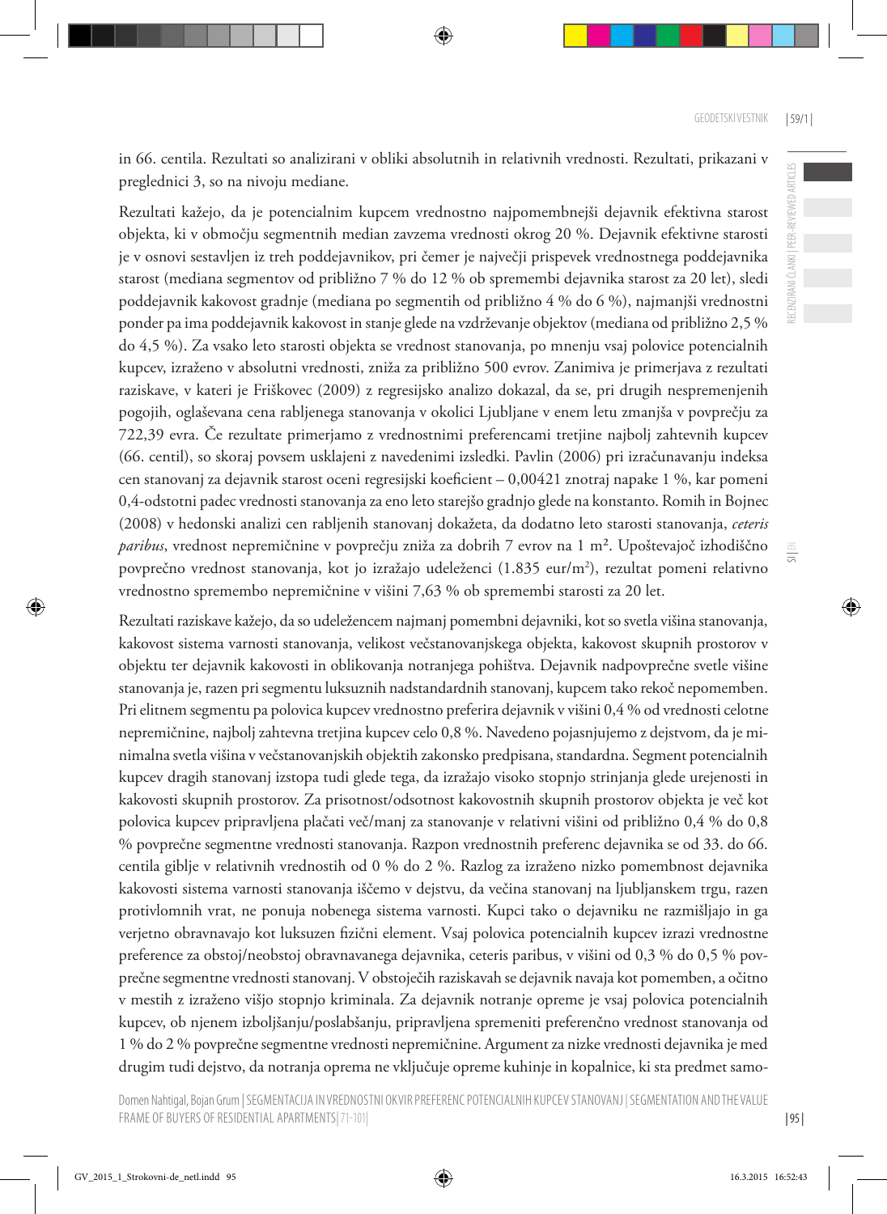in 66. centila. Rezultati so analizirani v obliki absolutnih in relativnih vrednosti. Rezultati, prikazani v preglednici 3, so na nivoju mediane.

Rezultati kažejo, da je potencialnim kupcem vrednostno najpomembnejši dejavnik efektivna starost objekta, ki v območju segmentnih median zavzema vrednosti okrog 20 %. Dejavnik efektivne starosti je v osnovi sestavljen iz treh poddejavnikov, pri čemer je največji prispevek vrednostnega poddejavnika starost (mediana segmentov od približno 7 % do 12 % ob spremembi dejavnika starost za 20 let), sledi poddejavnik kakovost gradnje (mediana po segmentih od približno 4 % do 6 %), najmanjši vrednostni ponder pa ima poddejavnik kakovost in stanje glede na vzdrževanje objektov (mediana od približno 2,5 % do 4,5 %). Za vsako leto starosti objekta se vrednost stanovanja, po mnenju vsaj polovice potencialnih kupcev, izraženo v absolutni vrednosti, zniža za približno 500 evrov. Zanimiva je primerjava z rezultati raziskave, v kateri je Friškovec (2009) z regresijsko analizo dokazal, da se, pri drugih nespremenjenih pogojih, oglaševana cena rabljenega stanovanja v okolici Ljubljane v enem letu zmanjša v povprečju za 722,39 evra. Če rezultate primerjamo z vrednostnimi preferencami tretjine najbolj zahtevnih kupcev (66. centil), so skoraj povsem usklajeni z navedenimi izsledki. Pavlin (2006) pri izračunavanju indeksa cen stanovanj za dejavnik starost oceni regresijski koeficient – 0,00421 znotraj napake 1 %, kar pomeni 0,4-odstotni padec vrednosti stanovanja za eno leto starejšo gradnjo glede na konstanto. Romih in Bojnec (2008) v hedonski analizi cen rabljenih stanovanj dokažeta, da dodatno leto starosti stanovanja, *ceteris paribus*, vrednost nepremičnine v povprečju zniža za dobrih 7 evrov na 1 m². Upoštevajoč izhodiščno povprečno vrednost stanovanja, kot jo izražajo udeleženci (1.835 eur/m$^2$), rezultat pomeni relativno vrednostno spremembo nepremičnine v višini 7,63 % ob spremembi starosti za 20 let.

Rezultati raziskave kažejo, da so udeležencem najmanj pomembni dejavniki, kot so svetla višina stanovanja, kakovost sistema varnosti stanovanja, velikost večstanovanjskega objekta, kakovost skupnih prostorov v objektu ter dejavnik kakovosti in oblikovanja notranjega pohištva. Dejavnik nadpovprečne svetle višine stanovanja je, razen pri segmentu luksuznih nadstandardnih stanovanj, kupcem tako rekoč nepomemben. Pri elitnem segmentu pa polovica kupcev vrednostno preferira dejavnik v višini 0,4 % od vrednosti celotne nepremičnine, najbolj zahtevna tretjina kupcev celo 0,8 %. Navedeno pojasnjujemo z dejstvom, da je minimalna svetla višina v večstanovanjskih objektih zakonsko predpisana, standardna. Segment potencialnih kupcev dragih stanovanj izstopa tudi glede tega, da izražajo visoko stopnjo strinjanja glede urejenosti in kakovosti skupnih prostorov. Za prisotnost/odsotnost kakovostnih skupnih prostorov objekta je več kot polovica kupcev pripravljena plačati več/manj za stanovanje v relativni višini od približno 0,4 % do 0,8 % povprečne segmentne vrednosti stanovanja. Razpon vrednostnih preferenc dejavnika se od 33. do 66. centila giblje v relativnih vrednostih od 0 % do 2 %. Razlog za izraženo nizko pomembnost dejavnika kakovosti sistema varnosti stanovanja iščemo v dejstvu, da večina stanovanj na ljubljanskem trgu, razen protivlomnih vrat, ne ponuja nobenega sistema varnosti. Kupci tako o dejavniku ne razmišljajo in ga verjetno obravnavajo kot luksuzen fizični element. Vsaj polovica potencialnih kupcev izrazi vrednostne preference za obstoj/neobstoj obravnavanega dejavnika, ceteris paribus, v višini od 0,3 % do 0,5 % povprečne segmentne vrednosti stanovanj. V obstoječih raziskavah se dejavnik navaja kot pomemben, a očitno v mestih z izraženo višjo stopnjo kriminala. Za dejavnik notranje opreme je vsaj polovica potencialnih kupcev, ob njenem izboljšanju/poslabšanju, pripravljena spremeniti preferenčno vrednost stanovanja od 1 % do 2 % povprečne segmentne vrednosti nepremičnine. Argument za nizke vrednosti dejavnika je med drugim tudi dejstvo, da notranja oprema ne vključuje opreme kuhinje in kopalnice, ki sta predmet samo-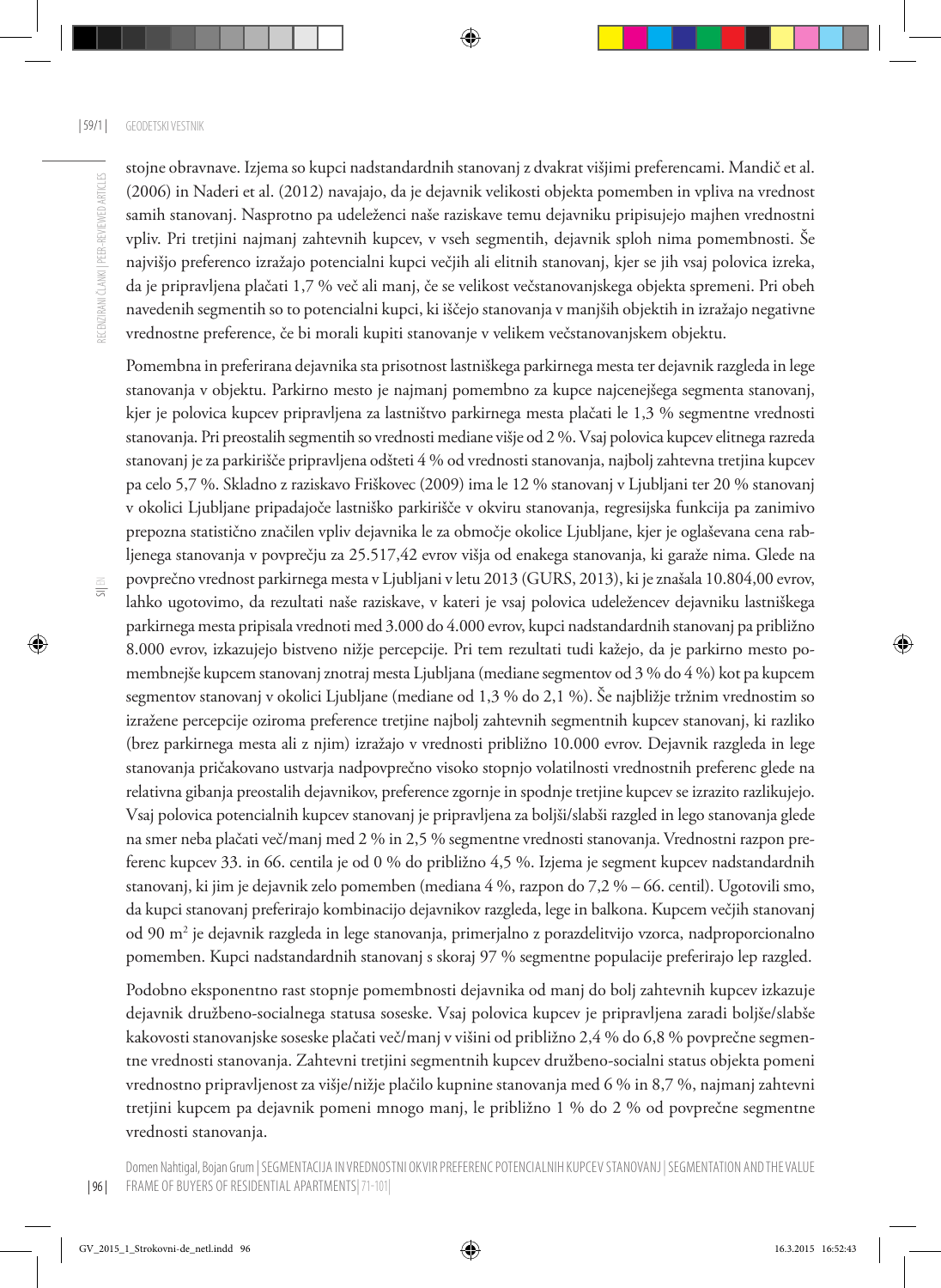stojne obravnave. Izjema so kupci nadstandardnih stanovanj z dvakrat višjimi preferencami. Mandič et al. (2006) in Naderi et al. (2012) navajajo, da je dejavnik velikosti objekta pomemben in vpliva na vrednost samih stanovanj. Nasprotno pa udeleženci naše raziskave temu dejavniku pripisujejo majhen vrednostni vpliv. Pri tretjini najmanj zahtevnih kupcev, v vseh segmentih, dejavnik sploh nima pomembnosti. Še najvišjo preferenco izražajo potencialni kupci večjih ali elitnih stanovanj, kjer se jih vsaj polovica izreka, da je pripravljena plačati 1,7 % več ali manj, če se velikost večstanovanjskega objekta spremeni. Pri obeh navedenih segmentih so to potencialni kupci, ki iščejo stanovanja v manjših objektih in izražajo negativne vrednostne preference, če bi morali kupiti stanovanje v velikem večstanovanjskem objektu.

Pomembna in preferirana dejavnika sta prisotnost lastniškega parkirnega mesta ter dejavnik razgleda in lege stanovanja v objektu. Parkirno mesto je najmanj pomembno za kupce najcenejšega segmenta stanovanj, kjer je polovica kupcev pripravljena za lastništvo parkirnega mesta plačati le 1,3 % segmentne vrednosti stanovanja. Pri preostalih segmentih so vrednosti mediane višje od 2 %. Vsaj polovica kupcev elitnega razreda stanovanj je za parkirišče pripravljena odšteti 4 % od vrednosti stanovanja, najbolj zahtevna tretjina kupcev pa celo 5,7 %. Skladno z raziskavo Friškovec (2009) ima le 12 % stanovanj v Ljubljani ter 20 % stanovanj v okolici Ljubljane pripadajoče lastniško parkirišče v okviru stanovanja, regresijska funkcija pa zanimivo prepozna statistično značilen vpliv dejavnika le za območje okolice Ljubljane, kjer je oglaševana cena rabljenega stanovanja v povprečju za 25.517,42 evrov višja od enakega stanovanja, ki garaže nima. Glede na povprečno vrednost parkirnega mesta v Ljubljani v letu 2013 (GURS, 2013), ki je znašala 10.804,00 evrov, lahko ugotovimo, da rezultati naše raziskave, v kateri je vsaj polovica udeležencev dejavniku lastniškega parkirnega mesta pripisala vrednoti med 3.000 do 4.000 evrov, kupci nadstandardnih stanovanj pa približno 8.000 evrov, izkazujejo bistveno nižje percepcije. Pri tem rezultati tudi kažejo, da je parkirno mesto pomembnejše kupcem stanovanj znotraj mesta Ljubljana (mediane segmentov od 3 % do 4 %) kot pa kupcem segmentov stanovanj v okolici Ljubljane (mediane od 1,3 % do 2,1 %). Še najbližje tržnim vrednostim so izražene percepcije oziroma preference tretjine najbolj zahtevnih segmentnih kupcev stanovanj, ki razliko (brez parkirnega mesta ali z njim) izražajo v vrednosti približno 10.000 evrov. Dejavnik razgleda in lege stanovanja pričakovano ustvarja nadpovprečno visoko stopnjo volatilnosti vrednostnih preferenc glede na relativna gibanja preostalih dejavnikov, preference zgornje in spodnje tretjine kupcev se izrazito razlikujejo. Vsaj polovica potencialnih kupcev stanovanj je pripravljena za boljši/slabši razgled in lego stanovanja glede na smer neba plačati več/manj med 2 % in 2,5 % segmentne vrednosti stanovanja. Vrednostni razpon preferenc kupcev 33. in 66. centila je od 0 % do približno 4,5 %. Izjema je segment kupcev nadstandardnih stanovanj, ki jim je dejavnik zelo pomemben (mediana 4 %, razpon do 7,2 % – 66. centil). Ugotovili smo, da kupci stanovanj preferirajo kombinacijo dejavnikov razgleda, lege in balkona. Kupcem večjih stanovanj od 90 m$^2$ je dejavnik razgleda in lege stanovanja, primerjalno z porazdelitvijo vzorca, nadproporcionalno pomemben. Kupci nadstandardnih stanovanj s skoraj 97 % segmentne populacije preferirajo lep razgled.

Podobno eksponentno rast stopnje pomembnosti dejavnika od manj do bolj zahtevnih kupcev izkazuje dejavnik družbeno-socialnega statusa soseske. Vsaj polovica kupcev je pripravljena zaradi boljše/slabše kakovosti stanovanjske soseske plačati več/manj v višini od približno 2,4 % do 6,8 % povprečne segmentne vrednosti stanovanja. Zahtevni tretjini segmentnih kupcev družbeno-socialni status objekta pomeni vrednostno pripravljenost za višje/nižje plačilo kupnine stanovanja med 6 % in 8,7 %, najmanj zahtevni tretjini kupcem pa dejavnik pomeni mnogo manj, le približno 1 % do 2 % od povprečne segmentne vrednosti stanovanja.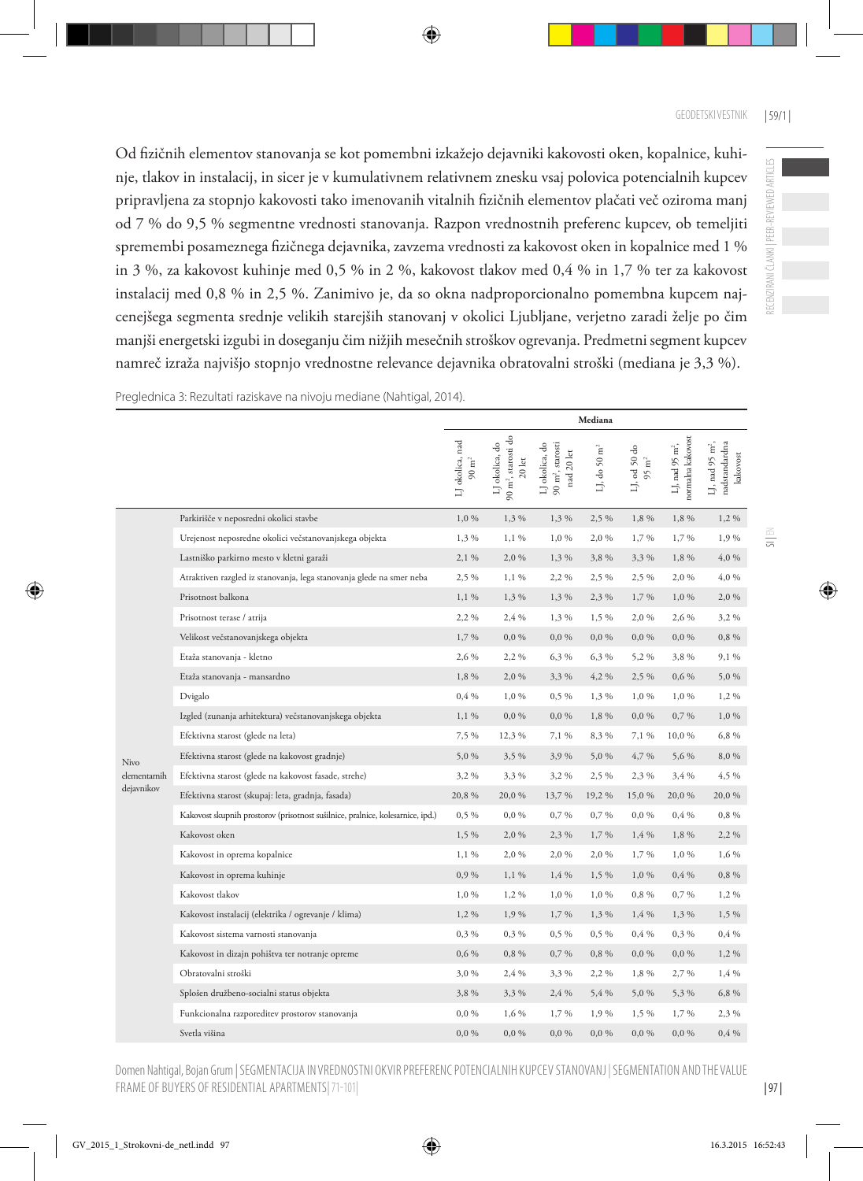Od fizičnih elementov stanovanja se kot pomembni izkažejo dejavniki kakovosti oken, kopalnice, kuhinje, tlakov in instalacij, in sicer je v kumulativnem relativnem znesku vsaj polovica potencialnih kupcev pripravljena za stopnjo kakovosti tako imenovanih vitalnih fizičnih elementov plačati več oziroma manj od 7 % do 9,5 % segmentne vrednosti stanovanja. Razpon vrednostnih preferenc kupcev, ob temeljiti spremembi posameznega fizičnega dejavnika, zavzema vrednosti za kakovost oken in kopalnice med 1 % in 3 %, za kakovost kuhinje med 0,5 % in 2 %, kakovost tlakov med 0,4 % in 1,7 % ter za kakovost instalacij med 0,8 % in 2,5 %. Zanimivo je, da so okna nadproporcionalno pomembna kupcem najcenejšega segmenta srednje velikih starejših stanovanj v okolici Ljubljane, verjetno zaradi želje po čim manjši energetski izgubi in doseganju čim nižjih mesečnih stroškov ogrevanja. Predmetni segment kupcev namreč izraža najvišjo stopnjo vrednostne relevance dejavnika obratovalni stroški (mediana je 3,3 %).

Preglednica 3: Rezultati raziskave na nivoju mediane (Nahtigal, 2014).

| | | Mediana | | | | | | |
|---|---|---|---|---|---|---|---|---|
| | | LJ okolica, nad 90 m² | LJ okolica, do 90 m², starosti do 20 let | LJ okolica, do 90 m², starosti nad 20 let | LJ, do 50 m² | LJ, od 50 do 95 m² | LJ, nad 95 m², normalna kakovost | LJ, nad 95 m², nadstandardna kakovost |
| Nivo elementarnih dejavnikov | Parkirišče v neposredni okolici stavbe | 1,0 % | 1,3 % | 1,3 % | 2,5 % | 1,8 % | 1,8 % | 1,2 % |
| | Urejenost neposredne okolici večstanovanjskega objekta | 1,3 % | 1,1 % | 1,0 % | 2,0 % | 1,7 % | 1,7 % | 1,9 % |
| | Lastniško parkirno mesto v kletni garaži | 2,1 % | 2,0 % | 1,3 % | 3,8 % | 3,3 % | 1,8 % | 4,0 % |
| | Atraktiven razgled iz stanovanja, lega stanovanja glede na smer neba | 2,5 % | 1,1 % | 2,2 % | 2,5 % | 2,5 % | 2,0 % | 4,0 % |
| | Prisotnost balkona | 1,1 % | 1,3 % | 1,3 % | 2,3 % | 1,7 % | 1,0 % | 2,0 % |
| | Prisotnost terase / atrija | 2,2 % | 2,4 % | 1,3 % | 1,5 % | 2,0 % | 2,6 % | 3,2 % |
| | Velikost večstanovanjskega objekta | 1,7 % | 0,0 % | 0,0 % | 0,0 % | 0,0 % | 0,0 % | 0,8 % |
| | Etaža stanovanja - kletno | 2,6 % | 2,2 % | 6,3 % | 6,3 % | 5,2 % | 3,8 % | 9,1 % |
| | Etaža stanovanja - mansardno | 1,8 % | 2,0 % | 3,3 % | 4,2 % | 2,5 % | 0,6 % | 5,0 % |
| | Dvigalo | 0,4 % | 1,0 % | 0,5 % | 1,3 % | 1,0 % | 1,0 % | 1,2 % |
| | Izgled (zunanja arhitektura) večstanovanjskega objekta | 1,1 % | 0,0 % | 0,0 % | 1,8 % | 0,0 % | 0,7 % | 1,0 % |
| | Efektivna starost (glede na leta) | 7,5 % | 12,3 % | 7,1 % | 8,3 % | 7,1 % | 10,0 % | 6,8 % |
| | Efektivna starost (glede na kakovost gradnje) | 5,0 % | 3,5 % | 3,9 % | 5,0 % | 4,7 % | 5,6 % | 8,0 % |
| | Efektivna starost (glede na kakovost fasade, strehe) | 3,2 % | 3,3 % | 3,2 % | 2,5 % | 2,3 % | 3,4 % | 4,5 % |
| | Efektivna starost (skupaj: leta, gradnja, fasada) | 20,8 % | 20,0 % | 13,7 % | 19,2 % | 15,0 % | 20,0 % | 20,0 % |
| | Kakovost skupnih prostorov (prisotnost sušilnice, pralnice, kolesarnice, ipd.) | 0,5 % | 0,0 % | 0,7 % | 0,7 % | 0,0 % | 0,4 % | 0,8 % |
| | Kakovost oken | 1,5 % | 2,0 % | 2,3 % | 1,7 % | 1,4 % | 1,8 % | 2,2 % |
| | Kakovost in oprema kopalnice | 1,1 % | 2,0 % | 2,0 % | 2,0 % | 1,7 % | 1,0 % | 1,6 % |
| | Kakovost in oprema kuhinje | 0,9 % | 1,1 % | 1,4 % | 1,5 % | 1,0 % | 0,4 % | 0,8 % |
| | Kakovost tlakov | 1,0 % | 1,2 % | 1,0 % | 1,0 % | 0,8 % | 0,7 % | 1,2 % |
| | Kakovost instalacij (elektrika / ogrevanje / klima) | 1,2 % | 1,9 % | 1,7 % | 1,3 % | 1,4 % | 1,3 % | 1,5 % |
| | Kakovost sistema varnosti stanovanja | 0,3 % | 0,3 % | 0,5 % | 0,5 % | 0,4 % | 0,3 % | 0,4 % |
| | Kakovost in dizajn pohištva ter notranje opreme | 0,6 % | 0,8 % | 0,7 % | 0,8 % | 0,0 % | 0,0 % | 1,2 % |
| | Obratovalni stroški | 3,0 % | 2,4 % | 3,3 % | 2,2 % | 1,8 % | 2,7 % | 1,4 % |
| | Splošen družbeno-socialni status objekta | 3,8 % | 3,3 % | 2,4 % | 5,4 % | 5,0 % | 5,3 % | 6,8 % |
| | Funkcionalna razporeditev prostorov stanovanja | 0,0 % | 1,6 % | 1,7 % | 1,9 % | 1,5 % | 1,7 % | 2,3 % |
| | Svetla višina | 0,0 % | 0,0 % | 0,0 % | 0,0 % | 0,0 % | 0,0 % | 0,4 % |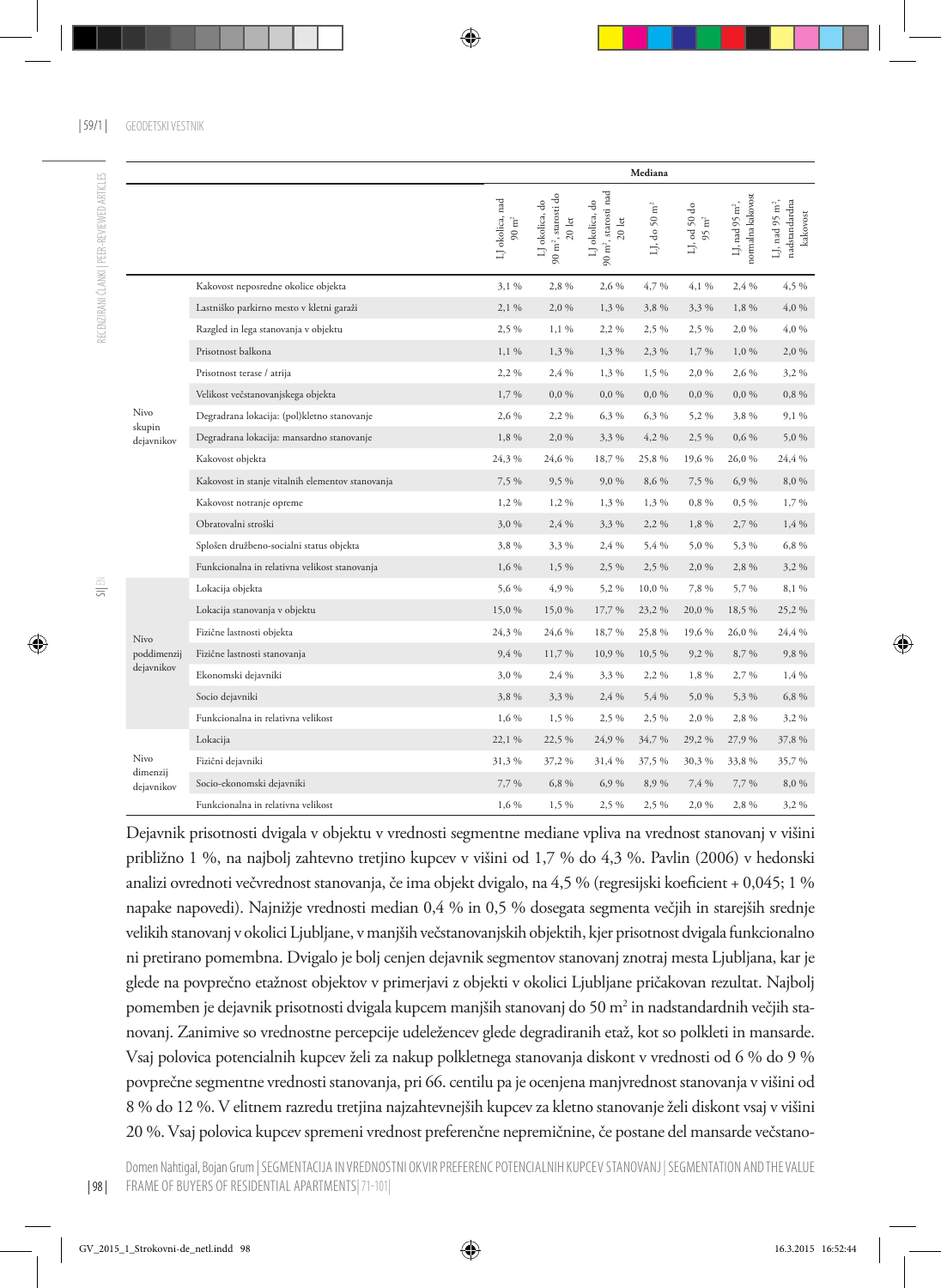| | | Mediana | | | | | | |
|---|---|---|---|---|---|---|---|---|
| | | LJ okolica, nad 90 m² | LJ okolica, do 90 m², starosti do 20 let | LJ okolica, do 90 m², starosti nad 20 let | LJ, do 50 m² | LJ, od 50 do 95 m² | LJ, nad 95 m², normalna kakovost | LJ, nad 95 m², nadstandardna kakovost |
| Nivo skupin dejavnikov | Kakovost neposredne okolice objekta | 3,1 % | 2,8 % | 2,6 % | 4,7 % | 4,1 % | 2,4 % | 4,5 % |
| | Lastniško parkirno mesto v kletni garaži | 2,1 % | 2,0 % | 1,3 % | 3,8 % | 3,3 % | 1,8 % | 4,0 % |
| | Razgled in lega stanovanja v objektu | 2,5 % | 1,1 % | 2,2 % | 2,5 % | 2,5 % | 2,0 % | 4,0 % |
| | Prisotnost balkona | 1,1 % | 1,3 % | 1,3 % | 2,3 % | 1,7 % | 1,0 % | 2,0 % |
| | Prisotnost terase / atrija | 2,2 % | 2,4 % | 1,3 % | 1,5 % | 2,0 % | 2,6 % | 3,2 % |
| | Velikost večstanovanjskega objekta | 1,7 % | 0,0 % | 0,0 % | 0,0 % | 0,0 % | 0,0 % | 0,8 % |
| | Degradrana lokacija: (pol)kletno stanovanje | 2,6 % | 2,2 % | 6,3 % | 6,3 % | 5,2 % | 3,8 % | 9,1 % |
| | Degradrana lokacija: mansardno stanovanje | 1,8 % | 2,0 % | 3,3 % | 4,2 % | 2,5 % | 0,6 % | 5,0 % |
| | Kakovost objekta | 24,3 % | 24,6 % | 18,7 % | 25,8 % | 19,6 % | 26,0 % | 24,4 % |
| | Kakovost in stanje vitalnih elementov stanovanja | 7,5 % | 9,5 % | 9,0 % | 8,6 % | 7,5 % | 6,9 % | 8,0 % |
| | Kakovost notranje opreme | 1,2 % | 1,2 % | 1,3 % | 1,3 % | 0,8 % | 0,5 % | 1,7 % |
| | Obratovalni stroški | 3,0 % | 2,4 % | 3,3 % | 2,2 % | 1,8 % | 2,7 % | 1,4 % |
| | Splošen družbeno-socialni status objekta | 3,8 % | 3,3 % | 2,4 % | 5,4 % | 5,0 % | 5,3 % | 6,8 % |
| | Funkcionalna in relativna velikost stanovanja | 1,6 % | 1,5 % | 2,5 % | 2,5 % | 2,0 % | 2,8 % | 3,2 % |
| Nivo poddimenzij dejavnikov | Lokacija objekta | 5,6 % | 4,9 % | 5,2 % | 10,0 % | 7,8 % | 5,7 % | 8,1 % |
| | Lokacija stanovanja v objektu | 15,0 % | 15,0 % | 17,7 % | 23,2 % | 20,0 % | 18,5 % | 25,2 % |
| | Fizične lastnosti objekta | 24,3 % | 24,6 % | 18,7 % | 25,8 % | 19,6 % | 26,0 % | 24,4 % |
| | Fizične lastnosti stanovanja | 9,4 % | 11,7 % | 10,9 % | 10,5 % | 9,2 % | 8,7 % | 9,8 % |
| | Ekonomski dejavniki | 3,0 % | 2,4 % | 3,3 % | 2,2 % | 1,8 % | 2,7 % | 1,4 % |
| | Socio dejavniki | 3,8 % | 3,3 % | 2,4 % | 5,4 % | 5,0 % | 5,3 % | 6,8 % |
| | Funkcionalna in relativna velikost | 1,6 % | 1,5 % | 2,5 % | 2,5 % | 2,0 % | 2,8 % | 3,2 % |
| Nivo dimenzij dejavnikov | Lokacija | 22,1 % | 22,5 % | 24,9 % | 34,7 % | 29,2 % | 27,9 % | 37,8 % |
| | Fizični dejavniki | 31,3 % | 37,2 % | 31,4 % | 37,5 % | 30,3 % | 33,8 % | 35,7 % |
| | Socio-ekonomski dejavniki | 7,7 % | 6,8 % | 6,9 % | 8,9 % | 7,4 % | 7,7 % | 8,0 % |
| | Funkcionalna in relativna velikost | 1,6 % | 1,5 % | 2,5 % | 2,5 % | 2,0 % | 2,8 % | 3,2 % |

Dejavnik prisotnosti dvigala v objektu v vrednosti segmentne mediane vpliva na vrednost stanovanj v višini približno 1 %, na najbolj zahtevno tretjino kupcev v višini od 1,7 % do 4,3 %. Pavlin (2006) v hedonski analizi ovrednoti večvrednost stanovanja, če ima objekt dvigalo, na 4,5 % (regresijski koeficient + 0,045; 1 % napake napovedi). Najnižje vrednosti median 0,4 % in 0,5 % dosegata segmenta večjih in starejših srednje velikih stanovanj v okolici Ljubljane, v manjših večstanovanjskih objektih, kjer prisotnost dvigala funkcionalno ni pretirano pomembna. Dvigalo je bolj cenjen dejavnik segmentov stanovanj znotraj mesta Ljubljana, kar je glede na povprečno etažnost objektov v primerjavi z objekti v okolici Ljubljane pričakovan rezultat. Najbolj pomemben je dejavnik prisotnosti dvigala kupcem manjših stanovanj do 50 m² in nadstandardnih večjih stanovanj. Zanimive so vrednostne percepcije udeležencev glede degradiranih etaž, kot so polkleti in mansarde. Vsaj polovica potencialnih kupcev želi za nakup polkletnega stanovanja diskont v vrednosti od 6 % do 9 % povprečne segmentne vrednosti stanovanja, pri 66. centilu pa je ocenjena manjvrednost stanovanja v višini od 8 % do 12 %. V elitnem razredu tretjina najzahtevnejših kupcev za kletno stanovanje želi diskont vsaj v višini 20 %. Vsaj polovica kupcev spremeni vrednost preferenčne nepremičnine, če postane del mansarde večstano-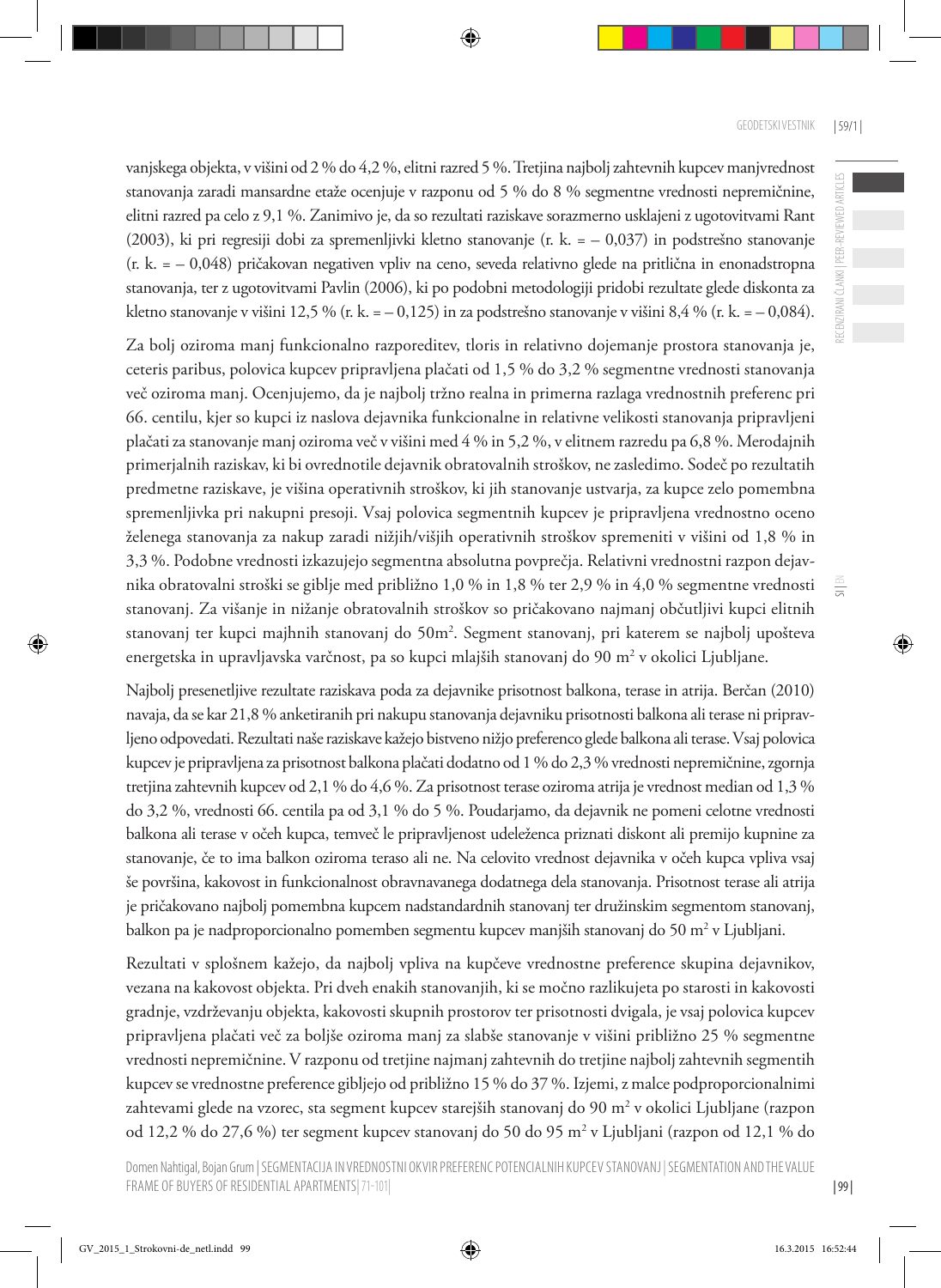vanjskega objekta, v višini od 2 % do 4,2 %, elitni razred 5 %. Tretjina najbolj zahtevnih kupcev manjvrednost stanovanja zaradi mansardne etaže ocenjuje v razponu od 5 % do 8 % segmentne vrednosti nepremičnine, elitni razred pa celo z 9,1 %. Zanimivo je, da so rezultati raziskave sorazmerno usklajeni z ugotovitvami Rant (2003), ki pri regresiji dobi za spremenljivki kletno stanovanje (r. k. = – 0,037) in podstrešno stanovanje (r. k. = – 0,048) pričakovan negativen vpliv na ceno, seveda relativno glede na pritlična in enonadstropna stanovanja, ter z ugotovitvami Pavlin (2006), ki po podobni metodologiji pridobi rezultate glede diskonta za kletno stanovanje v višini 12,5 % (r. k. = – 0,125) in za podstrešno stanovanje v višini 8,4 % (r. k. = – 0,084).

Za bolj oziroma manj funkcionalno razporeditev, tloris in relativno dojemanje prostora stanovanja je, ceteris paribus, polovica kupcev pripravljena plačati od 1,5 % do 3,2 % segmentne vrednosti stanovanja več oziroma manj. Ocenjujemo, da je najbolj tržno realna in primerna razlaga vrednostnih preferenc pri 66. centilu, kjer so kupci iz naslova dejavnika funkcionalne in relativne velikosti stanovanja pripravljeni plačati za stanovanje manj oziroma več v višini med 4 % in 5,2 %, v elitnem razredu pa 6,8 %. Merodajnih primerjalnih raziskav, ki bi ovrednotile dejavnik obratovalnih stroškov, ne zasledimo. Sodeč po rezultatih predmetne raziskave, je višina operativnih stroškov, ki jih stanovanje ustvarja, za kupce zelo pomembna spremenljivka pri nakupni presoji. Vsaj polovica segmentnih kupcev je pripravljena vrednostno oceno želenega stanovanja za nakup zaradi nižjih/višjih operativnih stroškov spremeniti v višini od 1,8 % in 3,3 %. Podobne vrednosti izkazujejo segmentna absolutna povprečja. Relativni vrednostni razpon dejavnika obratovalni stroški se giblje med približno 1,0 % in 1,8 % ter 2,9 % in 4,0 % segmentne vrednosti stanovanj. Za višanje in nižanje obratovalnih stroškov so pričakovano najmanj občutljivi kupci elitnih stanovanj ter kupci majhnih stanovanj do 50m². Segment stanovanj, pri katerem se najbolj upošteva energetska in upravljavska varčnost, pa so kupci mlajših stanovanj do 90 m² v okolici Ljubljane.

Najbolj presenetljive rezultate raziskava poda za dejavnike prisotnost balkona, terase in atrija. Berčan (2010) navaja, da se kar 21,8 % anketiranih pri nakupu stanovanja dejavniku prisotnosti balkona ali terase ni pripravljeno odpovedati. Rezultati naše raziskave kažejo bistveno nižjo preferenco glede balkona ali terase. Vsaj polovica kupcev je pripravljena za prisotnost balkona plačati dodatno od 1 % do 2,3 % vrednosti nepremičnine, zgornja tretjina zahtevnih kupcev od 2,1 % do 4,6 %. Za prisotnost terase oziroma atrija je vrednost median od 1,3 % do 3,2 %, vrednosti 66. centila pa od 3,1 % do 5 %. Poudarjamo, da dejavnik ne pomeni celotne vrednosti balkona ali terase v očeh kupca, temveč le pripravljenost udeleženca priznati diskont ali premijo kupnine za stanovanje, če to ima balkon oziroma teraso ali ne. Na celovito vrednost dejavnika v očeh kupca vpliva vsaj še površina, kakovost in funkcionalnost obravnavanega dodatnega dela stanovanja. Prisotnost terase ali atrija je pričakovano najbolj pomembna kupcem nadstandardnih stanovanj ter družinskim segmentom stanovanj, balkon pa je nadproporcionalno pomemben segmentu kupcev manjših stanovanj do 50 m² v Ljubljani.

Rezultati v splošnem kažejo, da najbolj vpliva na kupčeve vrednostne preference skupina dejavnikov, vezana na kakovost objekta. Pri dveh enakih stanovanjih, ki se močno razlikujeta po starosti in kakovosti gradnje, vzdrževanju objekta, kakovosti skupnih prostorov ter prisotnosti dvigala, je vsaj polovica kupcev pripravljena plačati več za boljše oziroma manj za slabše stanovanje v višini približno 25 % segmentne vrednosti nepremičnine. V razponu od tretjine najmanj zahtevnih do tretjine najbolj zahtevnih segmentih kupcev se vrednostne preference gibljejo od približno 15 % do 37 %. Izjemi, z malce podproporcionalnimi zahtevami glede na vzorec, sta segment kupcev starejših stanovanj do 90 m² v okolici Ljubljane (razpon od 12,2 % do 27,6 %) ter segment kupcev stanovanj do 50 do 95 m² v Ljubljani (razpon od 12,1 % do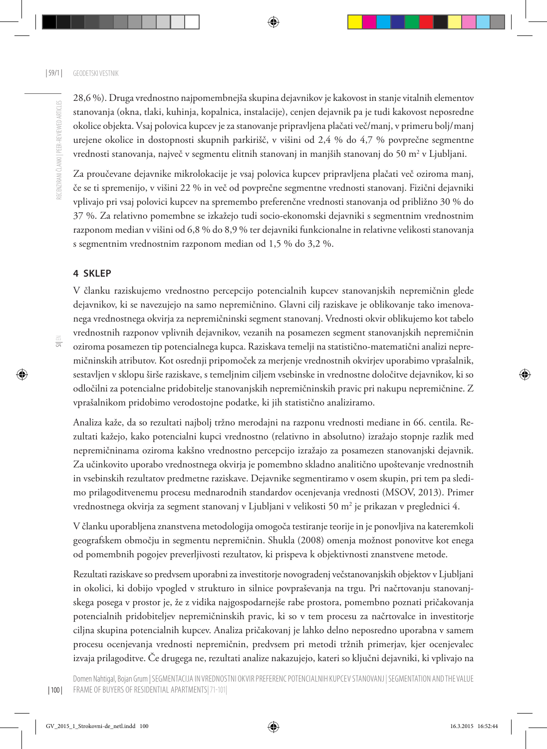28,6 %). Druga vrednostno najpomembnejša skupina dejavnikov je kakovost in stanje vitalnih elementov stanovanja (okna, tlaki, kuhinja, kopalnica, instalacije), cenjen dejavnik pa je tudi kakovost neposredne okolice objekta. Vsaj polovica kupcev je za stanovanje pripravljena plačati več/manj, v primeru bolj/manj urejene okolice in dostopnosti skupnih parkirišč, v višini od 2,4 % do 4,7 % povprečne segmentne vrednosti stanovanja, največ v segmentu elitnih stanovanj in manjših stanovanj do 50 m$^2$ v Ljubljani.

Za proučevane dejavnike mikrolokacije je vsaj polovica kupcev pripravljena plačati več oziroma manj, če se ti spremenijo, v višini 22 % in več od povprečne segmentne vrednosti stanovanj. Fizični dejavniki vplivajo pri vsaj polovici kupcev na spremembo preferenčne vrednosti stanovanja od približno 30 % do 37 %. Za relativno pomembne se izkažejo tudi socio-ekonomski dejavniki s segmentnim vrednostnim razponom median v višini od 6,8 % do 8,9 % ter dejavniki funkcionalne in relativne velikosti stanovanja s segmentnim vrednostnim razponom median od 1,5 % do 3,2 %.

## 4 SKLEP

V članku raziskujemo vrednostno percepcijo potencialnih kupcev stanovanjskih nepremičnin glede dejavnikov, ki se navezujejo na samo nepremičnino. Glavni cilj raziskave je oblikovanje tako imenovanega vrednostnega okvirja za nepremičninski segment stanovanj. Vrednosti okvir oblikujemo kot tabelo vrednostnih razponov vplivnih dejavnikov, vezanih na posamezen segment stanovanjskih nepremičnin oziroma posamezen tip potencialnega kupca. Raziskava temelji na statistično-matematični analizi nepremičninskih atributov. Kot osrednji pripomoček za merjenje vrednostnih okvirjev uporabimo vprašalnik, sestavljen v sklopu širše raziskave, s temeljnim ciljem vsebinske in vrednostne določitve dejavnikov, ki so odločilni za potencialne pridobitelje stanovanjskih nepremičninskih pravic pri nakupu nepremičnine. Z vprašalnikom pridobimo verodostojne podatke, ki jih statistično analiziramo.

Analiza kaže, da so rezultati najbolj tržno merodajni na razponu vrednosti mediane in 66. centila. Rezultati kažejo, kako potencialni kupci vrednostno (relativno in absolutno) izražajo stopnje razlik med nepremičninama oziroma kakšno vrednostno percepcijo izražajo za posamezen stanovanjski dejavnik. Za učinkovito uporabo vrednostnega okvirja je pomembno skladno analitično upoštevanje vrednostnih in vsebinskih rezultatov predmetne raziskave. Dejavnike segmentiramo v osem skupin, pri tem pa sledimo prilagoditvenemu procesu mednarodnih standardov ocenjevanja vrednosti (MSOV, 2013). Primer vrednostnega okvirja za segment stanovanj v Ljubljani v velikosti 50 m$^2$ je prikazan v preglednici 4.

V članku uporabljena znanstvena metodologija omogoča testiranje teorije in je ponovljiva na kateremkoli geografskem območju in segmentu nepremičnin. Shukla (2008) omenja možnost ponovitve kot enega od pomembnih pogojev preverljivosti rezultatov, ki prispeva k objektivnosti znanstvene metode.

Rezultati raziskave so predvsem uporabni za investitorje novogradenj večstanovanjskih objektov v Ljubljani in okolici, ki dobijo vpogled v strukturo in silnice povpraševanja na trgu. Pri načrtovanju stanovanjskega posega v prostor je, že z vidika najgospodarnejše rabe prostora, pomembno poznati pričakovanja potencialnih pridobiteljev nepremičninskih pravic, ki so v tem procesu za načrtovalce in investitorje ciljna skupina potencialnih kupcev. Analiza pričakovanj je lahko delno neposredno uporabna v samem procesu ocenjevanja vrednosti nepremičnin, predvsem pri metodi tržnih primerjav, kjer ocenjevalec izvaja prilagoditve. Če drugega ne, rezultati analize nakazujejo, kateri so ključni dejavniki, ki vplivajo na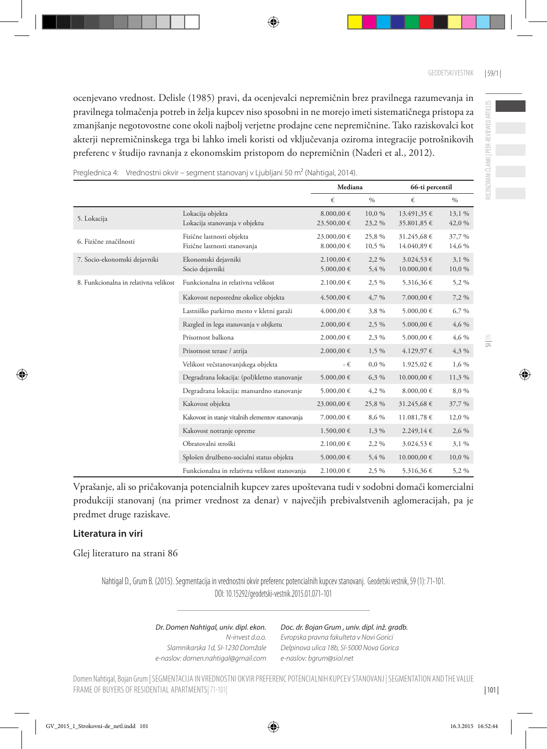ocenjevano vrednost. Delisle (1985) pravi, da ocenjevalci nepremičnin brez pravilnega razumevanja in pravilnega tolmačenja potreb in želja kupcev niso sposobni in ne morejo imeti sistematičnega pristopa za zmanjšanje negotovostne cone okoli najbolj verjetne prodajne cene nepremičnine. Tako raziskovalci kot akterji nepremičninskega trga bi lahko imeli koristi od vključevanja oziroma integracije potrošnikovih preferenc v študijo ravnanja z ekonomskim pristopom do nepremičnin (Naderi et al., 2012).

Preglednica 4: Vrednostni okvir – segment stanovanj v Ljubljani 50 m² (Nahtigal, 2014).

| | | Mediana | | 66-ti percentil | |
|---|---|---|---|---|---|
| | | € | % | € | % |
| 5. Lokacija | Lokacija objekta<br>Lokacija stanovanja v objektu | 8.000,00 €<br>23.500,00 € | 10,0 %<br>23,2 % | 13.491,35 €<br>35.801,85 € | 13,1 %<br>42,0 % |
| 6. Fizične značilnosti | Fizične lastnosti objekta<br>Fizične lastnosti stanovanja | 23.000,00 €<br>8.000,00 € | 25,8 %<br>10,5 % | 31.245,68 €<br>14.040,89 € | 37,7 %<br>14,6 % |
| 7. Socio-ekonomski dejavniki | Ekonomski dejavniki<br>Socio dejavniki | 2.100,00 €<br>5.000,00 € | 2,2 %<br>5,4 % | 3.024,53 €<br>10.000,00 € | 3,1 %<br>10,0 % |
| 8. Funkcionalna in relativna velikost | Funkcionalna in relativna velikost | 2.100,00 € | 2,5 % | 5.316,36 € | 5,2 % |
| | Kakovost neposredne okolice objekta | 4.500,00 € | 4,7 % | 7.000,00 € | 7,2 % |
| | Lastniško parkirno mesto v kletni garaži | 4.000,00 € | 3,8 % | 5.000,00 € | 6,7 % |
| | Razgled in lega stanovanja v objketu | 2.000,00 € | 2,5 % | 5.000,00 € | 4,6 % |
| | Prisotnost balkona | 2.000,00 € | 2,3 % | 5.000,00 € | 4,6 % |
| | Prisotnost terase / atrija | 2.000,00 € | 1,5 % | 4.129,97 € | 4,3 % |
| | Velikost večstanovanjskega objekta | - € | 0,0 % | 1.925,02 € | 1,6 % |
| | Degradrana lokacija: (pol)kletno stanovanje | 5.000,00 € | 6,3 % | 10.000,00 € | 11,3 % |
| | Degradrana lokacija: mansardno stanovanje | 5.000,00 € | 4,2 % | 8.000,00 € | 8,0 % |
| | Kakovost objekta | 23.000,00 € | 25,8 % | 31.245,68 € | 37,7 % |
| | Kakovost in stanje vitalnih elementov stanovanja | 7.000,00 € | 8,6 % | 11.081,78 € | 12,0 % |
| | Kakovost notranje opreme | 1.500,00 € | 1,3 % | 2.249,14 € | 2,6 % |
| | Obratovalni stroški | 2.100,00 € | 2,2 % | 3.024,53 € | 3,1 % |
| | Splošen družbeno-socialni status objekta | 5.000,00 € | 5,4 % | 10.000,00 € | 10,0 % |
| | Funkcionalna in relativna velikost stanovanja | 2.100,00 € | 2,5 % | 5.316,36 € | 5,2 % |

Vprašanje, ali so pričakovanja potencialnih kupcev zares upoštevana tudi v sodobni domači komercialni produkciji stanovanj (na primer vrednost za denar) v največjih prebivalstvenih aglomeracijah, pa je predmet druge raziskave.

## Literatura in viri

Glej literaturo na strani 86

Nahtigal D., Grum B. (2015). Segmentacija in vrednostni okvir preferenc potencialnih kupcev stanovanj. Geodetski vestnik, 59 (1): 71-101. DOI: 10.15292/geodetski-vestnik.2015.01.071-101

*Dr. Domen Nahtigal, univ. dipl. ekon.*
*N-invest d.o.o.*
*Slamnikarska 1d, SI-1230 Domžale*
*e-naslov: domen.nahtigal@gmail.com*

*Doc. dr. Bojan Grum , univ. dipl. inž. gradb.*
*Evropska pravna fakulteta v Novi Gorici*
*Delpinova ulica 18b, SI-5000 Nova Gorica*
*e-naslov: bgrum@siol.net*